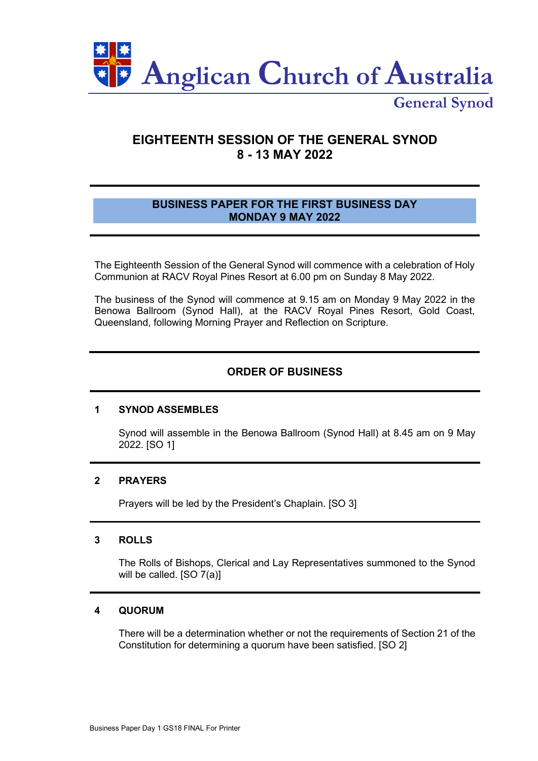# Anglican Church of Australia

General Synod

## EIGHTEENTH SESSION OF THE GENERAL SYNOD
## 8 - 13 MAY 2022

### BUSINESS PAPER FOR THE FIRST BUSINESS DAY
### MONDAY 9 MAY 2022

The Eighteenth Session of the General Synod will commence with a celebration of Holy Communion at RACV Royal Pines Resort at 6.00 pm on Sunday 8 May 2022.

The business of the Synod will commence at 9.15 am on Monday 9 May 2022 in the Benowa Ballroom (Synod Hall), at the RACV Royal Pines Resort, Gold Coast, Queensland, following Morning Prayer and Reflection on Scripture.

## ORDER OF BUSINESS

### 1 SYNOD ASSEMBLES

Synod will assemble in the Benowa Ballroom (Synod Hall) at 8.45 am on 9 May 2022. [SO 1]

### 2 PRAYERS

Prayers will be led by the President's Chaplain. [SO 3]

### 3 ROLLS

The Rolls of Bishops, Clerical and Lay Representatives summoned to the Synod will be called. [SO 7(a)]

### 4 QUORUM

There will be a determination whether or not the requirements of Section 21 of the Constitution for determining a quorum have been satisfied. [SO 2]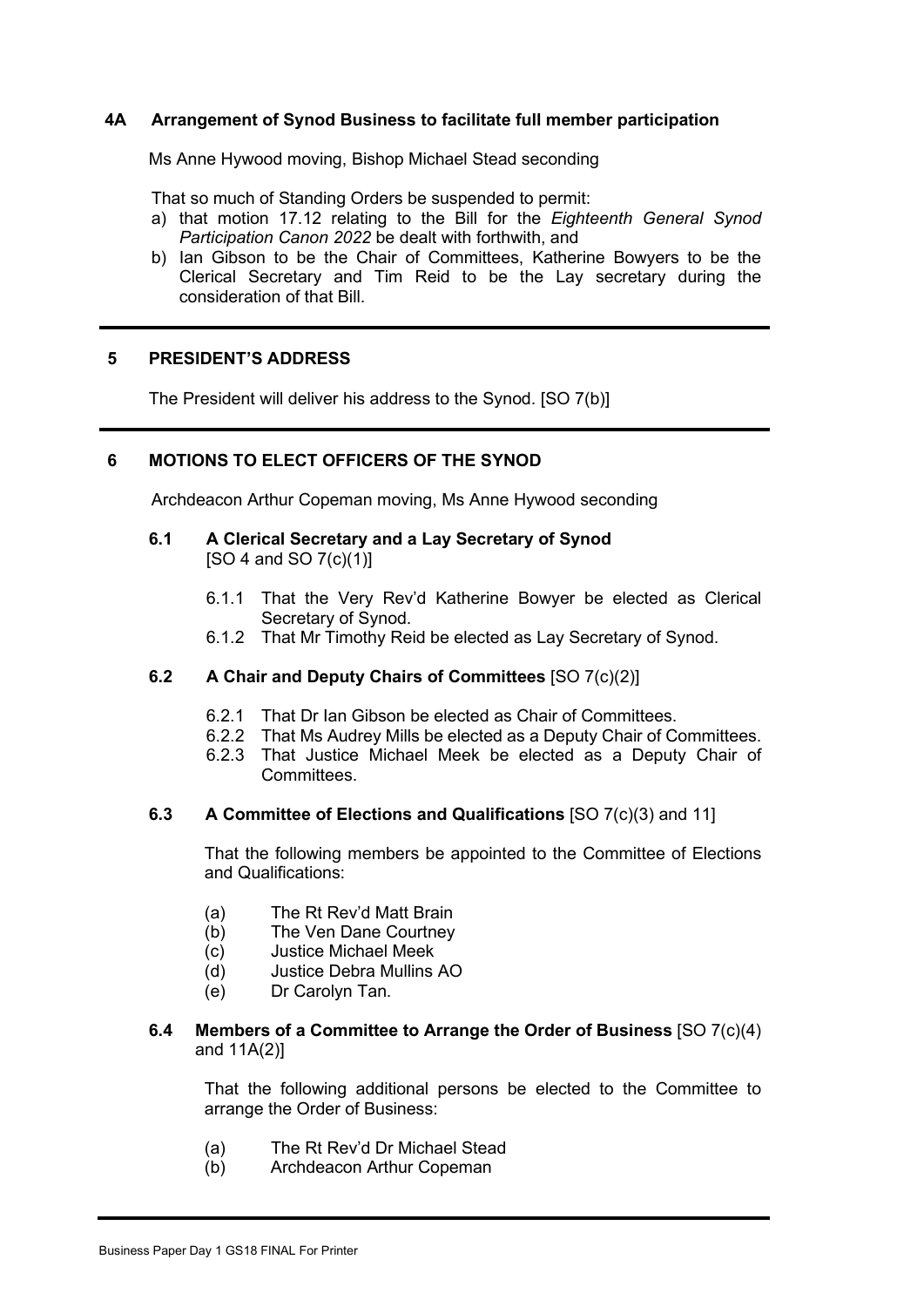## 4A Arrangement of Synod Business to facilitate full member participation

Ms Anne Hywood moving, Bishop Michael Stead seconding

That so much of Standing Orders be suspended to permit:

a) that motion 17.12 relating to the Bill for the *Eighteenth General Synod Participation Canon 2022* be dealt with forthwith, and
b) Ian Gibson to be the Chair of Committees, Katherine Bowyers to be the Clerical Secretary and Tim Reid to be the Lay secretary during the consideration of that Bill.

---

## 5 PRESIDENT'S ADDRESS

The President will deliver his address to the Synod. [SO 7(b)]

---

## 6 MOTIONS TO ELECT OFFICERS OF THE SYNOD

Archdeacon Arthur Copeman moving, Ms Anne Hywood seconding

### 6.1 A Clerical Secretary and a Lay Secretary of Synod [SO 4 and SO 7(c)(1)]

6.1.1 That the Very Rev'd Katherine Bowyer be elected as Clerical Secretary of Synod.

6.1.2 That Mr Timothy Reid be elected as Lay Secretary of Synod.

### 6.2 A Chair and Deputy Chairs of Committees [SO 7(c)(2)]

6.2.1 That Dr Ian Gibson be elected as Chair of Committees.

6.2.2 That Ms Audrey Mills be elected as a Deputy Chair of Committees.

6.2.3 That Justice Michael Meek be elected as a Deputy Chair of Committees.

### 6.3 A Committee of Elections and Qualifications [SO 7(c)(3) and 11]

That the following members be appointed to the Committee of Elections and Qualifications:

(a) The Rt Rev'd Matt Brain
(b) The Ven Dane Courtney
(c) Justice Michael Meek
(d) Justice Debra Mullins AO
(e) Dr Carolyn Tan.

### 6.4 Members of a Committee to Arrange the Order of Business [SO 7(c)(4) and 11A(2)]

That the following additional persons be elected to the Committee to arrange the Order of Business:

(a) The Rt Rev'd Dr Michael Stead
(b) Archdeacon Arthur Copeman

---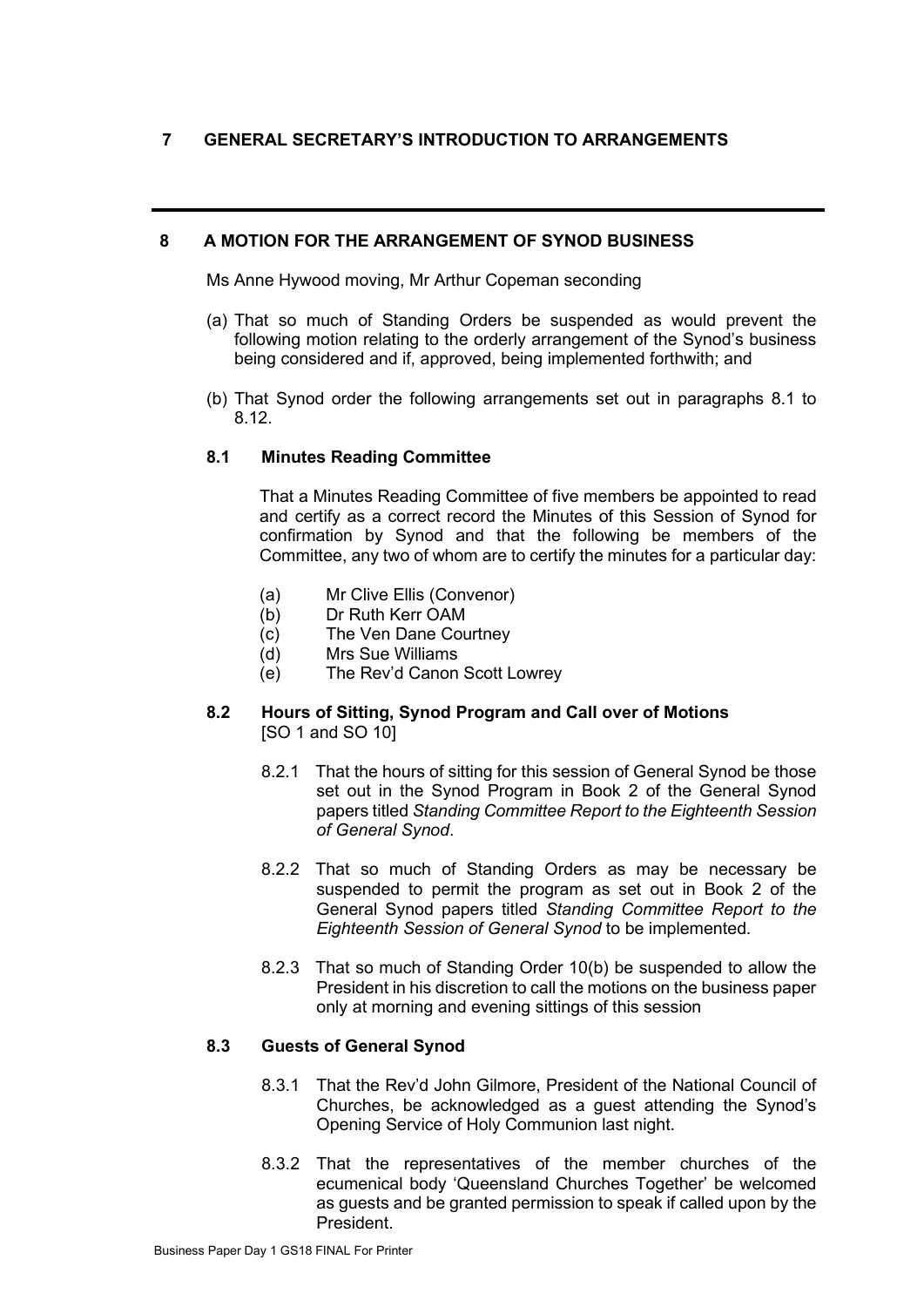## 7 GENERAL SECRETARY'S INTRODUCTION TO ARRANGEMENTS

---

## 8 A MOTION FOR THE ARRANGEMENT OF SYNOD BUSINESS

Ms Anne Hywood moving, Mr Arthur Copeman seconding

(a) That so much of Standing Orders be suspended as would prevent the following motion relating to the orderly arrangement of the Synod's business being considered and if, approved, being implemented forthwith; and

(b) That Synod order the following arrangements set out in paragraphs 8.1 to 8.12.

### 8.1 Minutes Reading Committee

That a Minutes Reading Committee of five members be appointed to read and certify as a correct record the Minutes of this Session of Synod for confirmation by Synod and that the following be members of the Committee, any two of whom are to certify the minutes for a particular day:

(a) Mr Clive Ellis (Convenor)
(b) Dr Ruth Kerr OAM
(c) The Ven Dane Courtney
(d) Mrs Sue Williams
(e) The Rev'd Canon Scott Lowrey

### 8.2 Hours of Sitting, Synod Program and Call over of Motions
[SO 1 and SO 10]

8.2.1 That the hours of sitting for this session of General Synod be those set out in the Synod Program in Book 2 of the General Synod papers titled *Standing Committee Report to the Eighteenth Session of General Synod*.

8.2.2 That so much of Standing Orders as may be necessary be suspended to permit the program as set out in Book 2 of the General Synod papers titled *Standing Committee Report to the Eighteenth Session of General Synod* to be implemented.

8.2.3 That so much of Standing Order 10(b) be suspended to allow the President in his discretion to call the motions on the business paper only at morning and evening sittings of this session

### 8.3 Guests of General Synod

8.3.1 That the Rev'd John Gilmore, President of the National Council of Churches, be acknowledged as a guest attending the Synod's Opening Service of Holy Communion last night.

8.3.2 That the representatives of the member churches of the ecumenical body 'Queensland Churches Together' be welcomed as guests and be granted permission to speak if called upon by the President.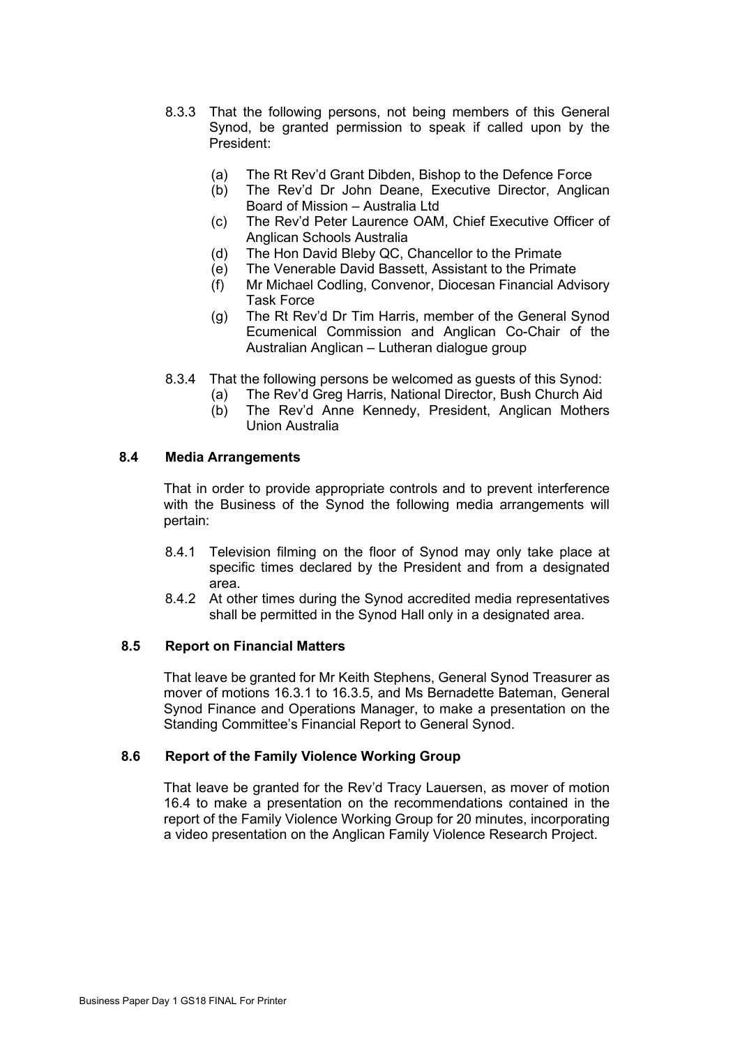8.3.3 That the following persons, not being members of this General Synod, be granted permission to speak if called upon by the President:

(a) The Rt Rev'd Grant Dibden, Bishop to the Defence Force
(b) The Rev'd Dr John Deane, Executive Director, Anglican Board of Mission – Australia Ltd
(c) The Rev'd Peter Laurence OAM, Chief Executive Officer of Anglican Schools Australia
(d) The Hon David Bleby QC, Chancellor to the Primate
(e) The Venerable David Bassett, Assistant to the Primate
(f) Mr Michael Codling, Convenor, Diocesan Financial Advisory Task Force
(g) The Rt Rev'd Dr Tim Harris, member of the General Synod Ecumenical Commission and Anglican Co-Chair of the Australian Anglican – Lutheran dialogue group

8.3.4 That the following persons be welcomed as guests of this Synod:

(a) The Rev'd Greg Harris, National Director, Bush Church Aid
(b) The Rev'd Anne Kennedy, President, Anglican Mothers Union Australia

### 8.4 Media Arrangements

That in order to provide appropriate controls and to prevent interference with the Business of the Synod the following media arrangements will pertain:

8.4.1 Television filming on the floor of Synod may only take place at specific times declared by the President and from a designated area.

8.4.2 At other times during the Synod accredited media representatives shall be permitted in the Synod Hall only in a designated area.

### 8.5 Report on Financial Matters

That leave be granted for Mr Keith Stephens, General Synod Treasurer as mover of motions 16.3.1 to 16.3.5, and Ms Bernadette Bateman, General Synod Finance and Operations Manager, to make a presentation on the Standing Committee's Financial Report to General Synod.

### 8.6 Report of the Family Violence Working Group

That leave be granted for the Rev'd Tracy Lauersen, as mover of motion 16.4 to make a presentation on the recommendations contained in the report of the Family Violence Working Group for 20 minutes, incorporating a video presentation on the Anglican Family Violence Research Project.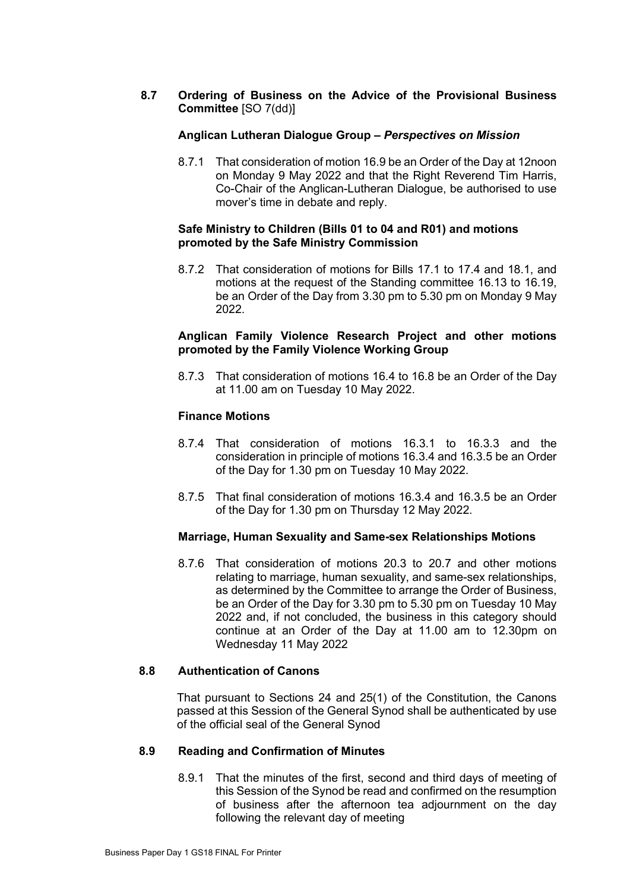### 8.7 Ordering of Business on the Advice of the Provisional Business Committee [SO 7(dd)]

**Anglican Lutheran Dialogue Group – *Perspectives on Mission***

8.7.1 That consideration of motion 16.9 be an Order of the Day at 12noon on Monday 9 May 2022 and that the Right Reverend Tim Harris, Co-Chair of the Anglican-Lutheran Dialogue, be authorised to use mover's time in debate and reply.

**Safe Ministry to Children (Bills 01 to 04 and R01) and motions promoted by the Safe Ministry Commission**

8.7.2 That consideration of motions for Bills 17.1 to 17.4 and 18.1, and motions at the request of the Standing committee 16.13 to 16.19, be an Order of the Day from 3.30 pm to 5.30 pm on Monday 9 May 2022.

**Anglican Family Violence Research Project and other motions promoted by the Family Violence Working Group**

8.7.3 That consideration of motions 16.4 to 16.8 be an Order of the Day at 11.00 am on Tuesday 10 May 2022.

**Finance Motions**

8.7.4 That consideration of motions 16.3.1 to 16.3.3 and the consideration in principle of motions 16.3.4 and 16.3.5 be an Order of the Day for 1.30 pm on Tuesday 10 May 2022.

8.7.5 That final consideration of motions 16.3.4 and 16.3.5 be an Order of the Day for 1.30 pm on Thursday 12 May 2022.

**Marriage, Human Sexuality and Same-sex Relationships Motions**

8.7.6 That consideration of motions 20.3 to 20.7 and other motions relating to marriage, human sexuality, and same-sex relationships, as determined by the Committee to arrange the Order of Business, be an Order of the Day for 3.30 pm to 5.30 pm on Tuesday 10 May 2022 and, if not concluded, the business in this category should continue at an Order of the Day at 11.00 am to 12.30pm on Wednesday 11 May 2022

### 8.8 Authentication of Canons

That pursuant to Sections 24 and 25(1) of the Constitution, the Canons passed at this Session of the General Synod shall be authenticated by use of the official seal of the General Synod

### 8.9 Reading and Confirmation of Minutes

8.9.1 That the minutes of the first, second and third days of meeting of this Session of the Synod be read and confirmed on the resumption of business after the afternoon tea adjournment on the day following the relevant day of meeting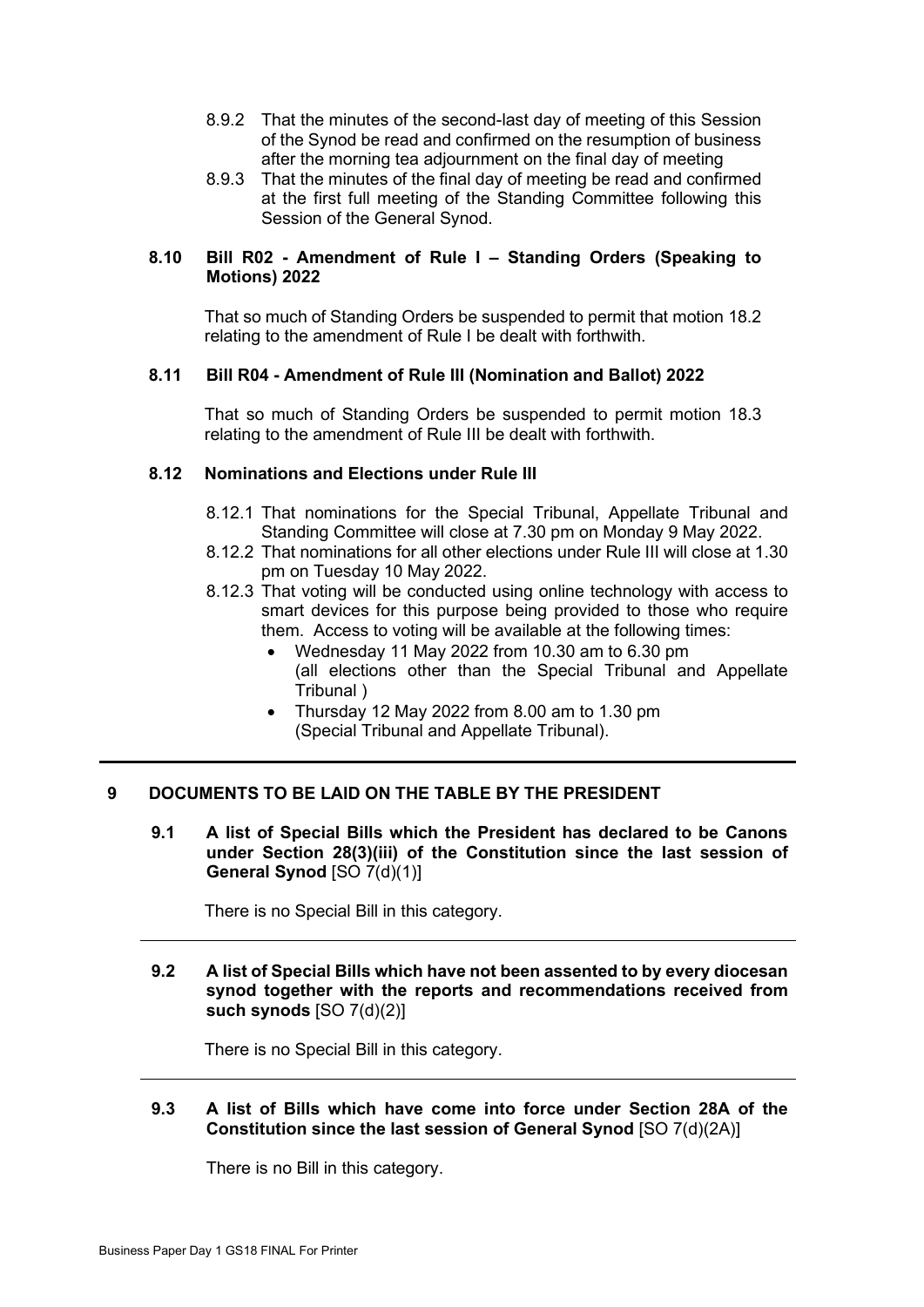8.9.2 That the minutes of the second-last day of meeting of this Session of the Synod be read and confirmed on the resumption of business after the morning tea adjournment on the final day of meeting

8.9.3 That the minutes of the final day of meeting be read and confirmed at the first full meeting of the Standing Committee following this Session of the General Synod.

### 8.10 Bill R02 - Amendment of Rule I – Standing Orders (Speaking to Motions) 2022

That so much of Standing Orders be suspended to permit that motion 18.2 relating to the amendment of Rule I be dealt with forthwith.

### 8.11 Bill R04 - Amendment of Rule III (Nomination and Ballot) 2022

That so much of Standing Orders be suspended to permit motion 18.3 relating to the amendment of Rule III be dealt with forthwith.

### 8.12 Nominations and Elections under Rule III

8.12.1 That nominations for the Special Tribunal, Appellate Tribunal and Standing Committee will close at 7.30 pm on Monday 9 May 2022.

8.12.2 That nominations for all other elections under Rule III will close at 1.30 pm on Tuesday 10 May 2022.

8.12.3 That voting will be conducted using online technology with access to smart devices for this purpose being provided to those who require them. Access to voting will be available at the following times:

- Wednesday 11 May 2022 from 10.30 am to 6.30 pm (all elections other than the Special Tribunal and Appellate Tribunal )
- Thursday 12 May 2022 from 8.00 am to 1.30 pm (Special Tribunal and Appellate Tribunal).

---

## 9 DOCUMENTS TO BE LAID ON THE TABLE BY THE PRESIDENT

### 9.1 A list of Special Bills which the President has declared to be Canons under Section 28(3)(iii) of the Constitution since the last session of General Synod [SO 7(d)(1)]

There is no Special Bill in this category.

---

### 9.2 A list of Special Bills which have not been assented to by every diocesan synod together with the reports and recommendations received from such synods [SO 7(d)(2)]

There is no Special Bill in this category.

---

### 9.3 A list of Bills which have come into force under Section 28A of the Constitution since the last session of General Synod [SO 7(d)(2A)]

There is no Bill in this category.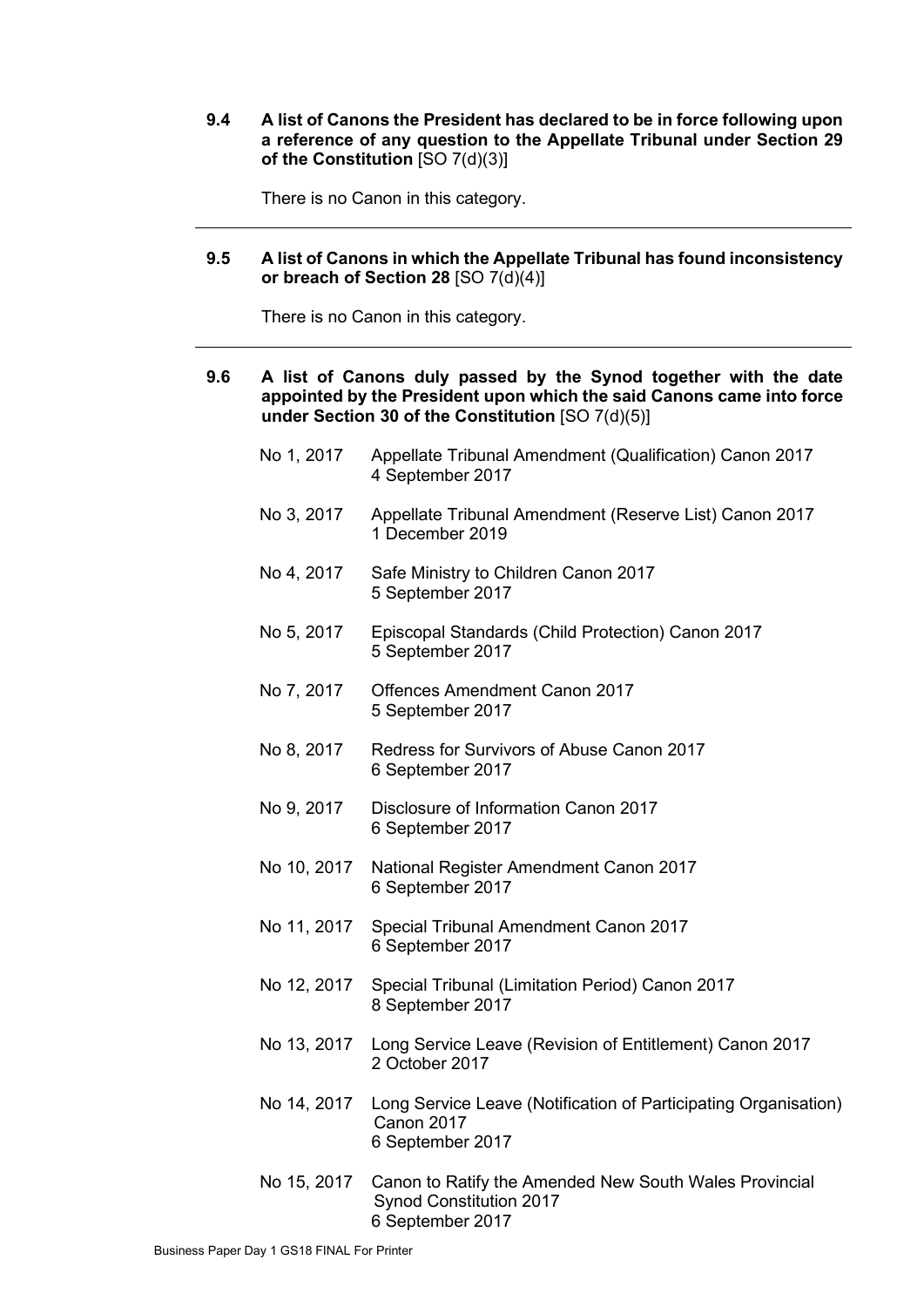**9.4 A list of Canons the President has declared to be in force following upon a reference of any question to the Appellate Tribunal under Section 29 of the Constitution** [SO 7(d)(3)]

There is no Canon in this category.

---

**9.5 A list of Canons in which the Appellate Tribunal has found inconsistency or breach of Section 28** [SO 7(d)(4)]

There is no Canon in this category.

---

**9.6 A list of Canons duly passed by the Synod together with the date appointed by the President upon which the said Canons came into force under Section 30 of the Constitution** [SO 7(d)(5)]

No 1, 2017 Appellate Tribunal Amendment (Qualification) Canon 2017
4 September 2017

No 3, 2017 Appellate Tribunal Amendment (Reserve List) Canon 2017
1 December 2019

No 4, 2017 Safe Ministry to Children Canon 2017
5 September 2017

No 5, 2017 Episcopal Standards (Child Protection) Canon 2017
5 September 2017

No 7, 2017 Offences Amendment Canon 2017
5 September 2017

No 8, 2017 Redress for Survivors of Abuse Canon 2017
6 September 2017

No 9, 2017 Disclosure of Information Canon 2017
6 September 2017

No 10, 2017 National Register Amendment Canon 2017
6 September 2017

No 11, 2017 Special Tribunal Amendment Canon 2017
6 September 2017

No 12, 2017 Special Tribunal (Limitation Period) Canon 2017
8 September 2017

No 13, 2017 Long Service Leave (Revision of Entitlement) Canon 2017
2 October 2017

No 14, 2017 Long Service Leave (Notification of Participating Organisation) Canon 2017
6 September 2017

No 15, 2017 Canon to Ratify the Amended New South Wales Provincial Synod Constitution 2017
6 September 2017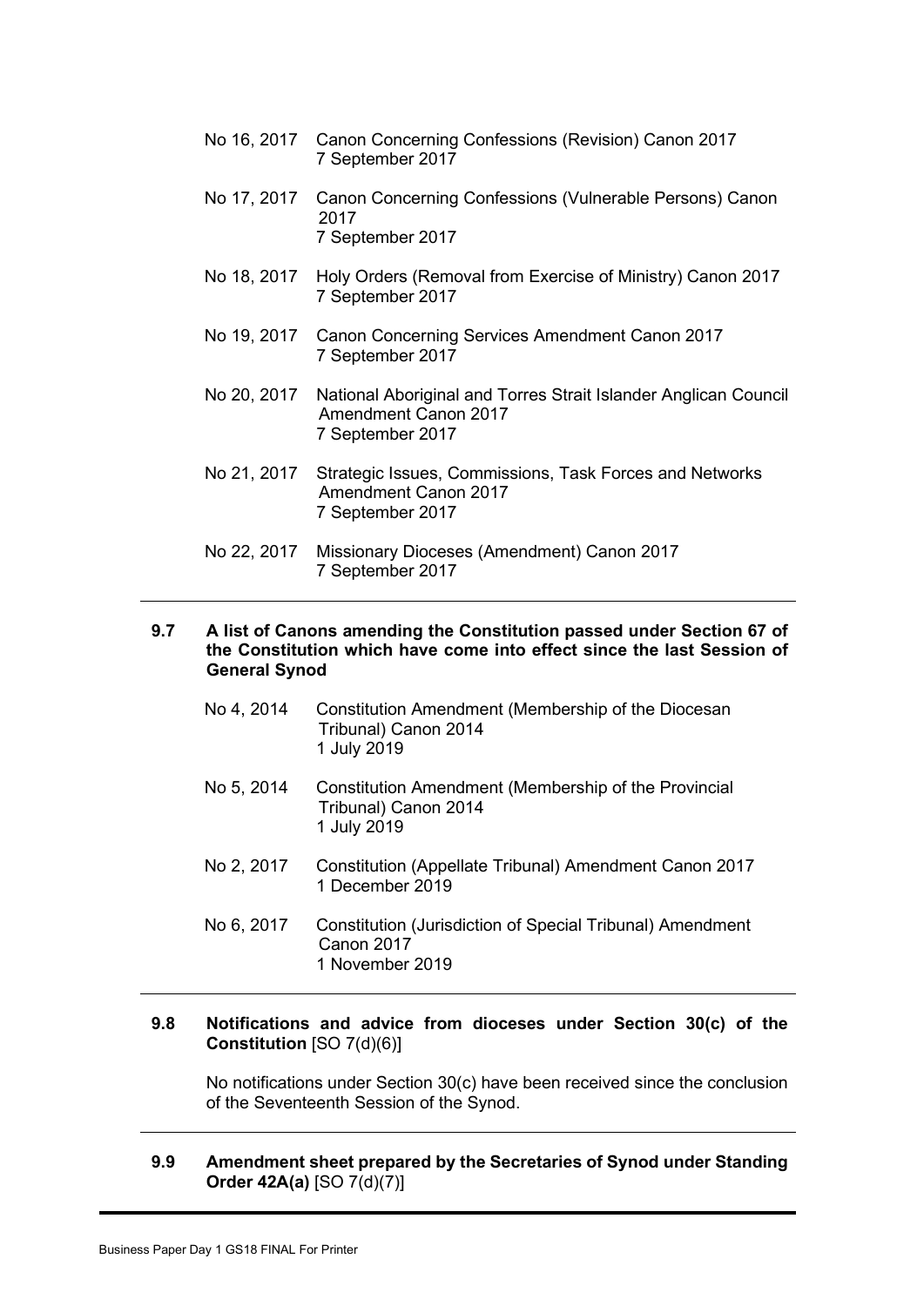No 16, 2017 Canon Concerning Confessions (Revision) Canon 2017
7 September 2017

No 17, 2017 Canon Concerning Confessions (Vulnerable Persons) Canon 2017
7 September 2017

No 18, 2017 Holy Orders (Removal from Exercise of Ministry) Canon 2017
7 September 2017

No 19, 2017 Canon Concerning Services Amendment Canon 2017
7 September 2017

No 20, 2017 National Aboriginal and Torres Strait Islander Anglican Council Amendment Canon 2017
7 September 2017

No 21, 2017 Strategic Issues, Commissions, Task Forces and Networks Amendment Canon 2017
7 September 2017

No 22, 2017 Missionary Dioceses (Amendment) Canon 2017
7 September 2017

---

**9.7 A list of Canons amending the Constitution passed under Section 67 of the Constitution which have come into effect since the last Session of General Synod**

No 4, 2014 Constitution Amendment (Membership of the Diocesan Tribunal) Canon 2014
1 July 2019

No 5, 2014 Constitution Amendment (Membership of the Provincial Tribunal) Canon 2014
1 July 2019

No 2, 2017 Constitution (Appellate Tribunal) Amendment Canon 2017
1 December 2019

No 6, 2017 Constitution (Jurisdiction of Special Tribunal) Amendment Canon 2017
1 November 2019

---

**9.8 Notifications and advice from dioceses under Section 30(c) of the Constitution** [SO 7(d)(6)]

No notifications under Section 30(c) have been received since the conclusion of the Seventeenth Session of the Synod.

---

**9.9 Amendment sheet prepared by the Secretaries of Synod under Standing Order 42A(a)** [SO 7(d)(7)]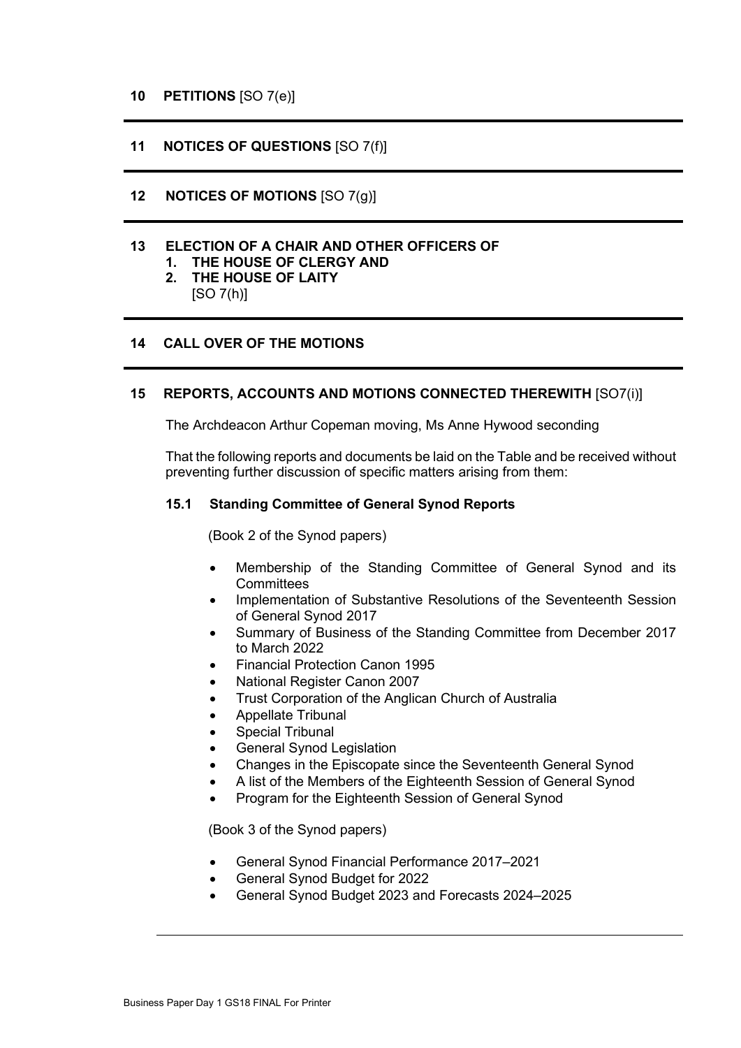## 10 PETITIONS [SO 7(e)]

---

## 11 NOTICES OF QUESTIONS [SO 7(f)]

---

## 12 NOTICES OF MOTIONS [SO 7(g)]

---

## 13 ELECTION OF A CHAIR AND OTHER OFFICERS OF

1. **THE HOUSE OF CLERGY AND**
2. **THE HOUSE OF LAITY**

[SO 7(h)]

---

## 14 CALL OVER OF THE MOTIONS

---

## 15 REPORTS, ACCOUNTS AND MOTIONS CONNECTED THEREWITH [SO7(i)]

The Archdeacon Arthur Copeman moving, Ms Anne Hywood seconding

That the following reports and documents be laid on the Table and be received without preventing further discussion of specific matters arising from them:

### 15.1 Standing Committee of General Synod Reports

(Book 2 of the Synod papers)

- Membership of the Standing Committee of General Synod and its Committees
- Implementation of Substantive Resolutions of the Seventeenth Session of General Synod 2017
- Summary of Business of the Standing Committee from December 2017 to March 2022
- Financial Protection Canon 1995
- National Register Canon 2007
- Trust Corporation of the Anglican Church of Australia
- Appellate Tribunal
- Special Tribunal
- General Synod Legislation
- Changes in the Episcopate since the Seventeenth General Synod
- A list of the Members of the Eighteenth Session of General Synod
- Program for the Eighteenth Session of General Synod

(Book 3 of the Synod papers)

- General Synod Financial Performance 2017–2021
- General Synod Budget for 2022
- General Synod Budget 2023 and Forecasts 2024–2025

---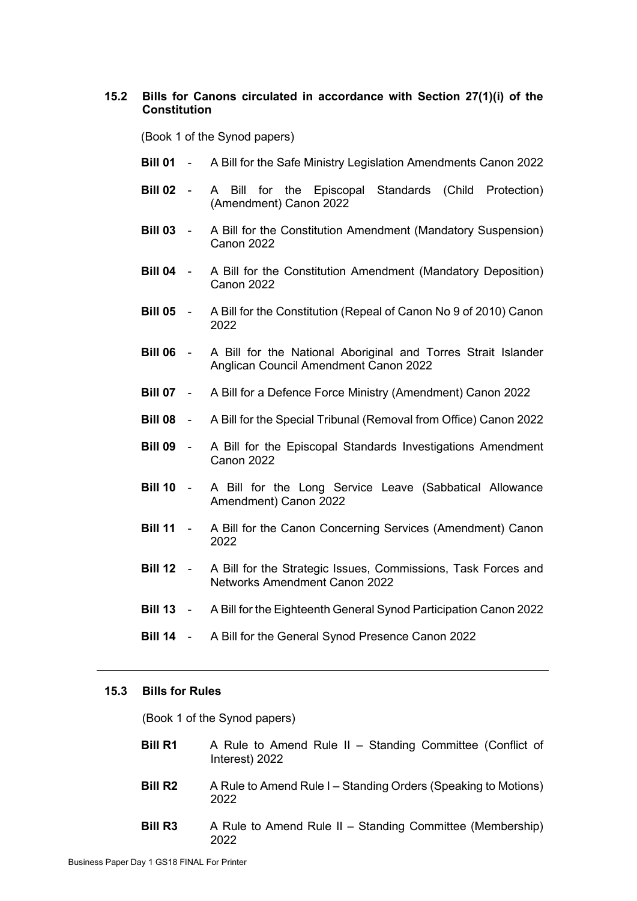### 15.2 Bills for Canons circulated in accordance with Section 27(1)(i) of the Constitution

(Book 1 of the Synod papers)

**Bill 01** - A Bill for the Safe Ministry Legislation Amendments Canon 2022

**Bill 02** - A Bill for the Episcopal Standards (Child Protection) (Amendment) Canon 2022

**Bill 03** - A Bill for the Constitution Amendment (Mandatory Suspension) Canon 2022

**Bill 04** - A Bill for the Constitution Amendment (Mandatory Deposition) Canon 2022

**Bill 05** - A Bill for the Constitution (Repeal of Canon No 9 of 2010) Canon 2022

**Bill 06** - A Bill for the National Aboriginal and Torres Strait Islander Anglican Council Amendment Canon 2022

**Bill 07** - A Bill for a Defence Force Ministry (Amendment) Canon 2022

**Bill 08** - A Bill for the Special Tribunal (Removal from Office) Canon 2022

**Bill 09** - A Bill for the Episcopal Standards Investigations Amendment Canon 2022

**Bill 10** - A Bill for the Long Service Leave (Sabbatical Allowance Amendment) Canon 2022

**Bill 11** - A Bill for the Canon Concerning Services (Amendment) Canon 2022

**Bill 12** - A Bill for the Strategic Issues, Commissions, Task Forces and Networks Amendment Canon 2022

**Bill 13** - A Bill for the Eighteenth General Synod Participation Canon 2022

**Bill 14** - A Bill for the General Synod Presence Canon 2022

---

### 15.3 Bills for Rules

(Book 1 of the Synod papers)

**Bill R1** A Rule to Amend Rule II – Standing Committee (Conflict of Interest) 2022

**Bill R2** A Rule to Amend Rule I – Standing Orders (Speaking to Motions) 2022

**Bill R3** A Rule to Amend Rule II – Standing Committee (Membership) 2022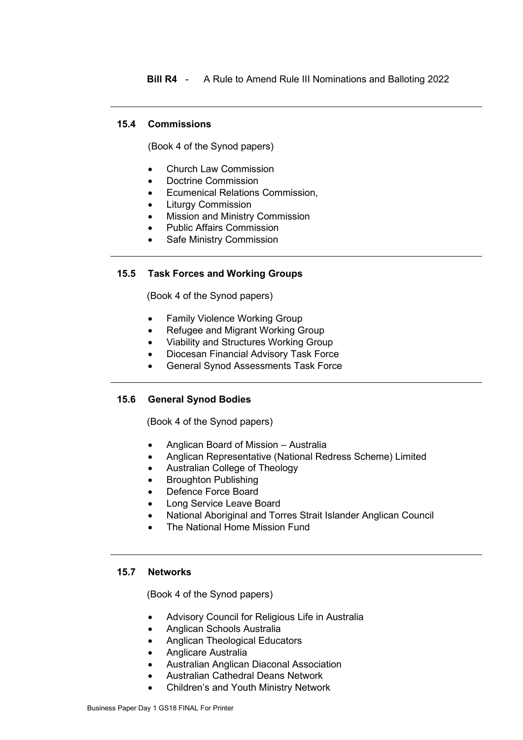**Bill R4** - A Rule to Amend Rule III Nominations and Balloting 2022

---

### 15.4 Commissions

(Book 4 of the Synod papers)

- Church Law Commission
- Doctrine Commission
- Ecumenical Relations Commission,
- Liturgy Commission
- Mission and Ministry Commission
- Public Affairs Commission
- Safe Ministry Commission

---

### 15.5 Task Forces and Working Groups

(Book 4 of the Synod papers)

- Family Violence Working Group
- Refugee and Migrant Working Group
- Viability and Structures Working Group
- Diocesan Financial Advisory Task Force
- General Synod Assessments Task Force

---

### 15.6 General Synod Bodies

(Book 4 of the Synod papers)

- Anglican Board of Mission – Australia
- Anglican Representative (National Redress Scheme) Limited
- Australian College of Theology
- Broughton Publishing
- Defence Force Board
- Long Service Leave Board
- National Aboriginal and Torres Strait Islander Anglican Council
- The National Home Mission Fund

---

### 15.7 Networks

(Book 4 of the Synod papers)

- Advisory Council for Religious Life in Australia
- Anglican Schools Australia
- Anglican Theological Educators
- Anglicare Australia
- Australian Anglican Diaconal Association
- Australian Cathedral Deans Network
- Children's and Youth Ministry Network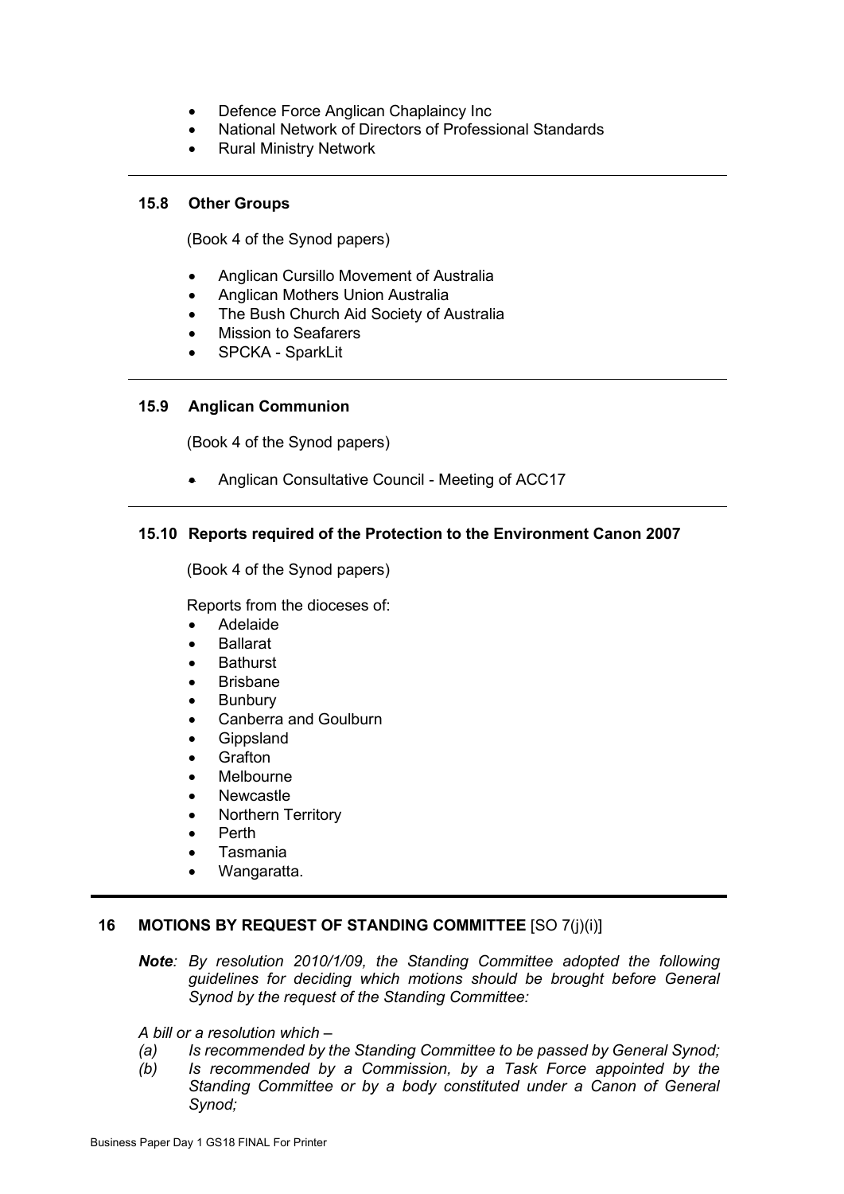- Defence Force Anglican Chaplaincy Inc
- National Network of Directors of Professional Standards
- Rural Ministry Network

### 15.8 Other Groups

(Book 4 of the Synod papers)

- Anglican Cursillo Movement of Australia
- Anglican Mothers Union Australia
- The Bush Church Aid Society of Australia
- Mission to Seafarers
- SPCKA - SparkLit

### 15.9 Anglican Communion

(Book 4 of the Synod papers)

- Anglican Consultative Council - Meeting of ACC17

### 15.10 Reports required of the Protection to the Environment Canon 2007

(Book 4 of the Synod papers)

Reports from the dioceses of:

- Adelaide
- Ballarat
- Bathurst
- Brisbane
- Bunbury
- Canberra and Goulburn
- Gippsland
- Grafton
- Melbourne
- Newcastle
- Northern Territory
- Perth
- Tasmania
- Wangaratta.

## 16 MOTIONS BY REQUEST OF STANDING COMMITTEE [SO 7(j)(i)]

***Note**: By resolution 2010/1/09, the Standing Committee adopted the following guidelines for deciding which motions should be brought before General Synod by the request of the Standing Committee:*

*A bill or a resolution which –*

*(a) Is recommended by the Standing Committee to be passed by General Synod;*

*(b) Is recommended by a Commission, by a Task Force appointed by the Standing Committee or by a body constituted under a Canon of General Synod;*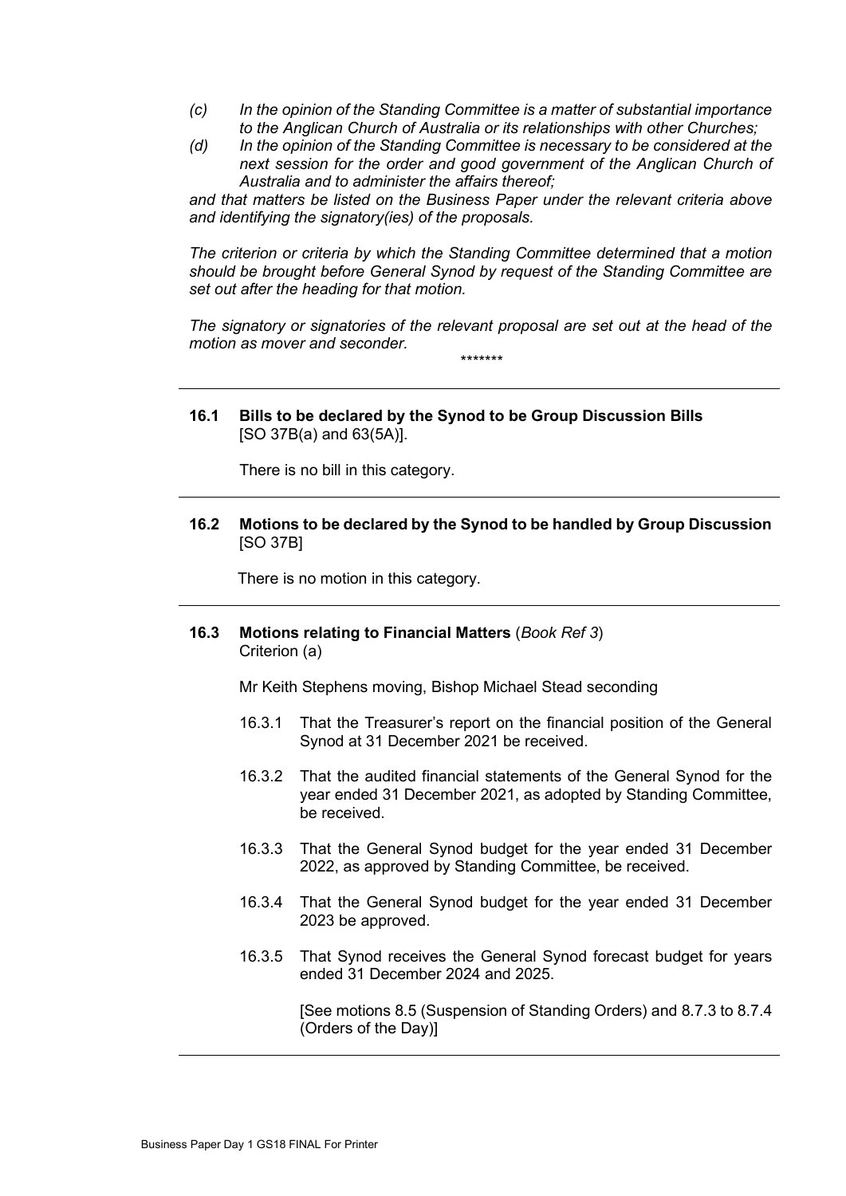*(c) In the opinion of the Standing Committee is a matter of substantial importance to the Anglican Church of Australia or its relationships with other Churches;*

*(d) In the opinion of the Standing Committee is necessary to be considered at the next session for the order and good government of the Anglican Church of Australia and to administer the affairs thereof;*

*and that matters be listed on the Business Paper under the relevant criteria above and identifying the signatory(ies) of the proposals.*

*The criterion or criteria by which the Standing Committee determined that a motion should be brought before General Synod by request of the Standing Committee are set out after the heading for that motion.*

*The signatory or signatories of the relevant proposal are set out at the head of the motion as mover and seconder.*

*******

---

**16.1 Bills to be declared by the Synod to be Group Discussion Bills**
[SO 37B(a) and 63(5A)].

There is no bill in this category.

---

**16.2 Motions to be declared by the Synod to be handled by Group Discussion**
[SO 37B]

There is no motion in this category.

---

**16.3 Motions relating to Financial Matters** (*Book Ref 3*)
Criterion (a)

Mr Keith Stephens moving, Bishop Michael Stead seconding

16.3.1 That the Treasurer's report on the financial position of the General Synod at 31 December 2021 be received.

16.3.2 That the audited financial statements of the General Synod for the year ended 31 December 2021, as adopted by Standing Committee, be received.

16.3.3 That the General Synod budget for the year ended 31 December 2022, as approved by Standing Committee, be received.

16.3.4 That the General Synod budget for the year ended 31 December 2023 be approved.

16.3.5 That Synod receives the General Synod forecast budget for years ended 31 December 2024 and 2025.

[See motions 8.5 (Suspension of Standing Orders) and 8.7.3 to 8.7.4 (Orders of the Day)]

---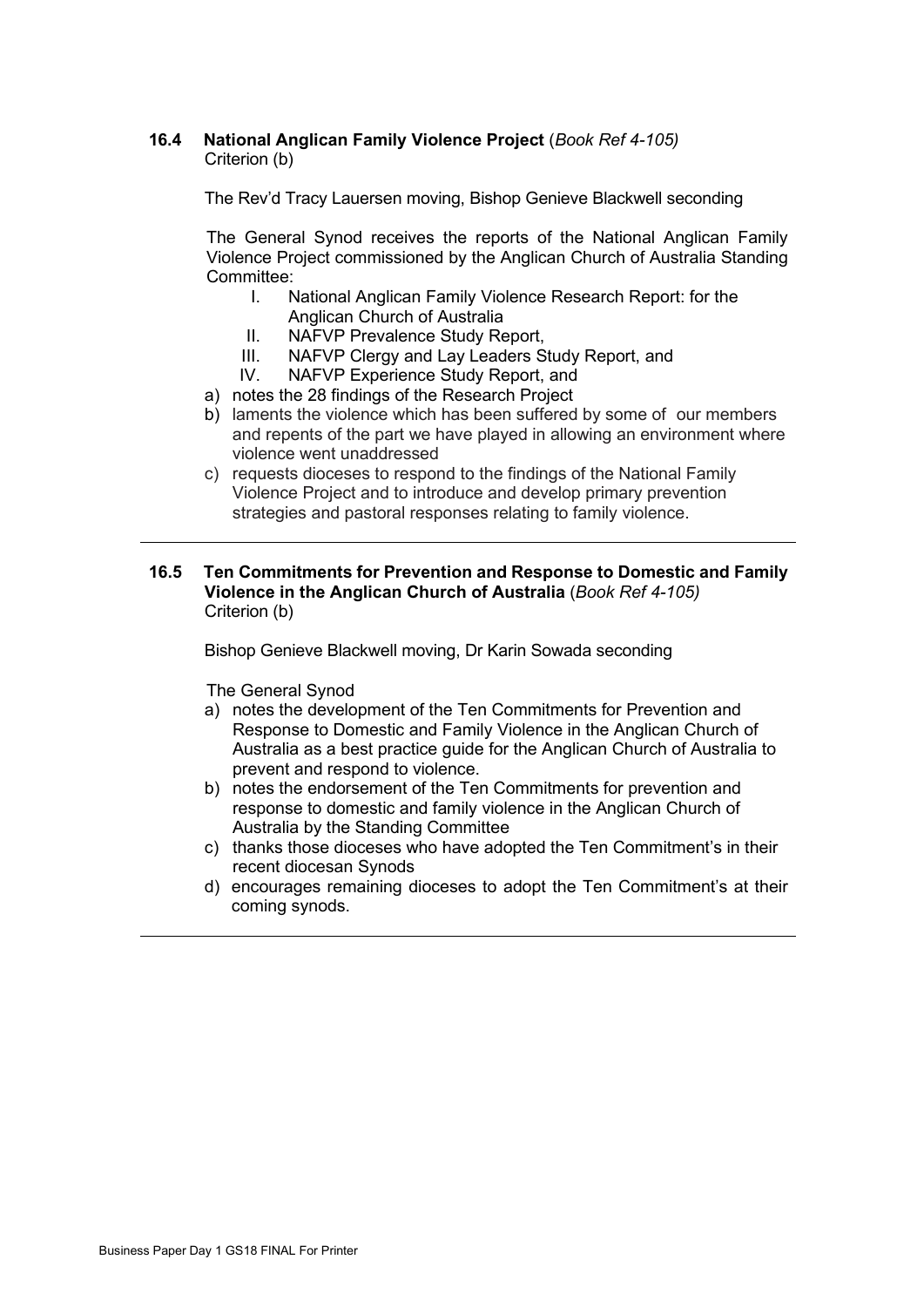### 16.4 National Anglican Family Violence Project (*Book Ref 4-105)*

Criterion (b)

The Rev'd Tracy Lauersen moving, Bishop Genieve Blackwell seconding

The General Synod receives the reports of the National Anglican Family Violence Project commissioned by the Anglican Church of Australia Standing Committee:

I. National Anglican Family Violence Research Report: for the Anglican Church of Australia
II. NAFVP Prevalence Study Report,
III. NAFVP Clergy and Lay Leaders Study Report, and
IV. NAFVP Experience Study Report, and

a) notes the 28 findings of the Research Project
b) laments the violence which has been suffered by some of our members and repents of the part we have played in allowing an environment where violence went unaddressed
c) requests dioceses to respond to the findings of the National Family Violence Project and to introduce and develop primary prevention strategies and pastoral responses relating to family violence.

---

### 16.5 Ten Commitments for Prevention and Response to Domestic and Family Violence in the Anglican Church of Australia (*Book Ref 4-105)*

Criterion (b)

Bishop Genieve Blackwell moving, Dr Karin Sowada seconding

The General Synod

a) notes the development of the Ten Commitments for Prevention and Response to Domestic and Family Violence in the Anglican Church of Australia as a best practice guide for the Anglican Church of Australia to prevent and respond to violence.
b) notes the endorsement of the Ten Commitments for prevention and response to domestic and family violence in the Anglican Church of Australia by the Standing Committee
c) thanks those dioceses who have adopted the Ten Commitment's in their recent diocesan Synods
d) encourages remaining dioceses to adopt the Ten Commitment's at their coming synods.

---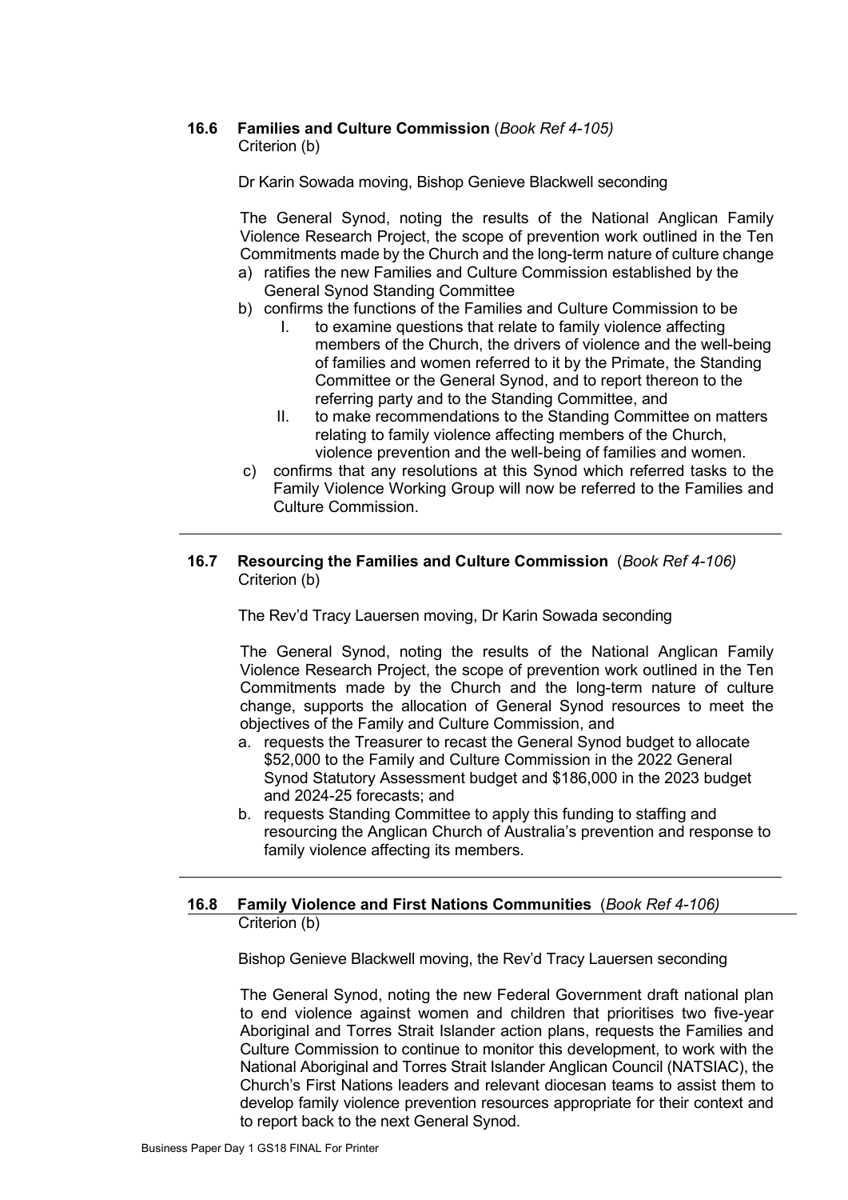### 16.6 Families and Culture Commission (*Book Ref 4-105)*

Criterion (b)

Dr Karin Sowada moving, Bishop Genieve Blackwell seconding

The General Synod, noting the results of the National Anglican Family Violence Research Project, the scope of prevention work outlined in the Ten Commitments made by the Church and the long-term nature of culture change

a) ratifies the new Families and Culture Commission established by the General Synod Standing Committee
b) confirms the functions of the Families and Culture Commission to be
   I. to examine questions that relate to family violence affecting members of the Church, the drivers of violence and the well-being of families and women referred to it by the Primate, the Standing Committee or the General Synod, and to report thereon to the referring party and to the Standing Committee, and
   II. to make recommendations to the Standing Committee on matters relating to family violence affecting members of the Church, violence prevention and the well-being of families and women.
c) confirms that any resolutions at this Synod which referred tasks to the Family Violence Working Group will now be referred to the Families and Culture Commission.

---

### 16.7 Resourcing the Families and Culture Commission (*Book Ref 4-106)*

Criterion (b)

The Rev'd Tracy Lauersen moving, Dr Karin Sowada seconding

The General Synod, noting the results of the National Anglican Family Violence Research Project, the scope of prevention work outlined in the Ten Commitments made by the Church and the long-term nature of culture change, supports the allocation of General Synod resources to meet the objectives of the Family and Culture Commission, and

a. requests the Treasurer to recast the General Synod budget to allocate \$52,000 to the Family and Culture Commission in the 2022 General Synod Statutory Assessment budget and \$186,000 in the 2023 budget and 2024-25 forecasts; and
b. requests Standing Committee to apply this funding to staffing and resourcing the Anglican Church of Australia's prevention and response to family violence affecting its members.

---

### 16.8 Family Violence and First Nations Communities (*Book Ref 4-106)*

Criterion (b)

Bishop Genieve Blackwell moving, the Rev'd Tracy Lauersen seconding

The General Synod, noting the new Federal Government draft national plan to end violence against women and children that prioritises two five-year Aboriginal and Torres Strait Islander action plans, requests the Families and Culture Commission to continue to monitor this development, to work with the National Aboriginal and Torres Strait Islander Anglican Council (NATSIAC), the Church's First Nations leaders and relevant diocesan teams to assist them to develop family violence prevention resources appropriate for their context and to report back to the next General Synod.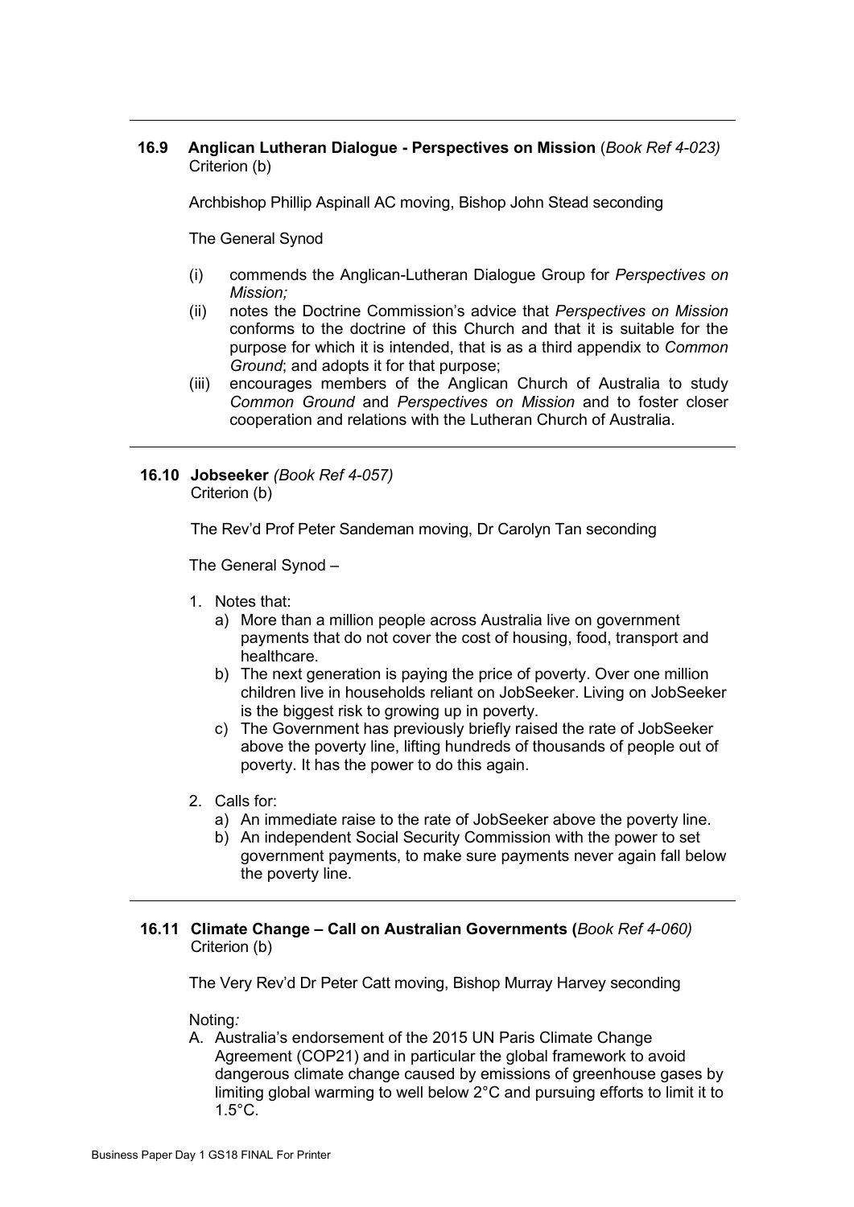**16.9 Anglican Lutheran Dialogue - Perspectives on Mission** (*Book Ref 4-023)*
Criterion (b)

Archbishop Phillip Aspinall AC moving, Bishop John Stead seconding

The General Synod

(i) commends the Anglican-Lutheran Dialogue Group for *Perspectives on Mission;*
(ii) notes the Doctrine Commission's advice that *Perspectives on Mission* conforms to the doctrine of this Church and that it is suitable for the purpose for which it is intended, that is as a third appendix to *Common Ground*; and adopts it for that purpose;
(iii) encourages members of the Anglican Church of Australia to study *Common Ground* and *Perspectives on Mission* and to foster closer cooperation and relations with the Lutheran Church of Australia.

---

**16.10 Jobseeker** *(Book Ref 4-057)*
Criterion (b)

The Rev'd Prof Peter Sandeman moving, Dr Carolyn Tan seconding

The General Synod –

1. Notes that:
   a) More than a million people across Australia live on government payments that do not cover the cost of housing, food, transport and healthcare.
   b) The next generation is paying the price of poverty. Over one million children live in households reliant on JobSeeker. Living on JobSeeker is the biggest risk to growing up in poverty.
   c) The Government has previously briefly raised the rate of JobSeeker above the poverty line, lifting hundreds of thousands of people out of poverty. It has the power to do this again.

2. Calls for:
   a) An immediate raise to the rate of JobSeeker above the poverty line.
   b) An independent Social Security Commission with the power to set government payments, to make sure payments never again fall below the poverty line.

---

**16.11 Climate Change – Call on Australian Governments (***Book Ref 4-060)*
Criterion (b)

The Very Rev'd Dr Peter Catt moving, Bishop Murray Harvey seconding

Noting*:*

A. Australia's endorsement of the 2015 UN Paris Climate Change Agreement (COP21) and in particular the global framework to avoid dangerous climate change caused by emissions of greenhouse gases by limiting global warming to well below 2°C and pursuing efforts to limit it to 1.5°C.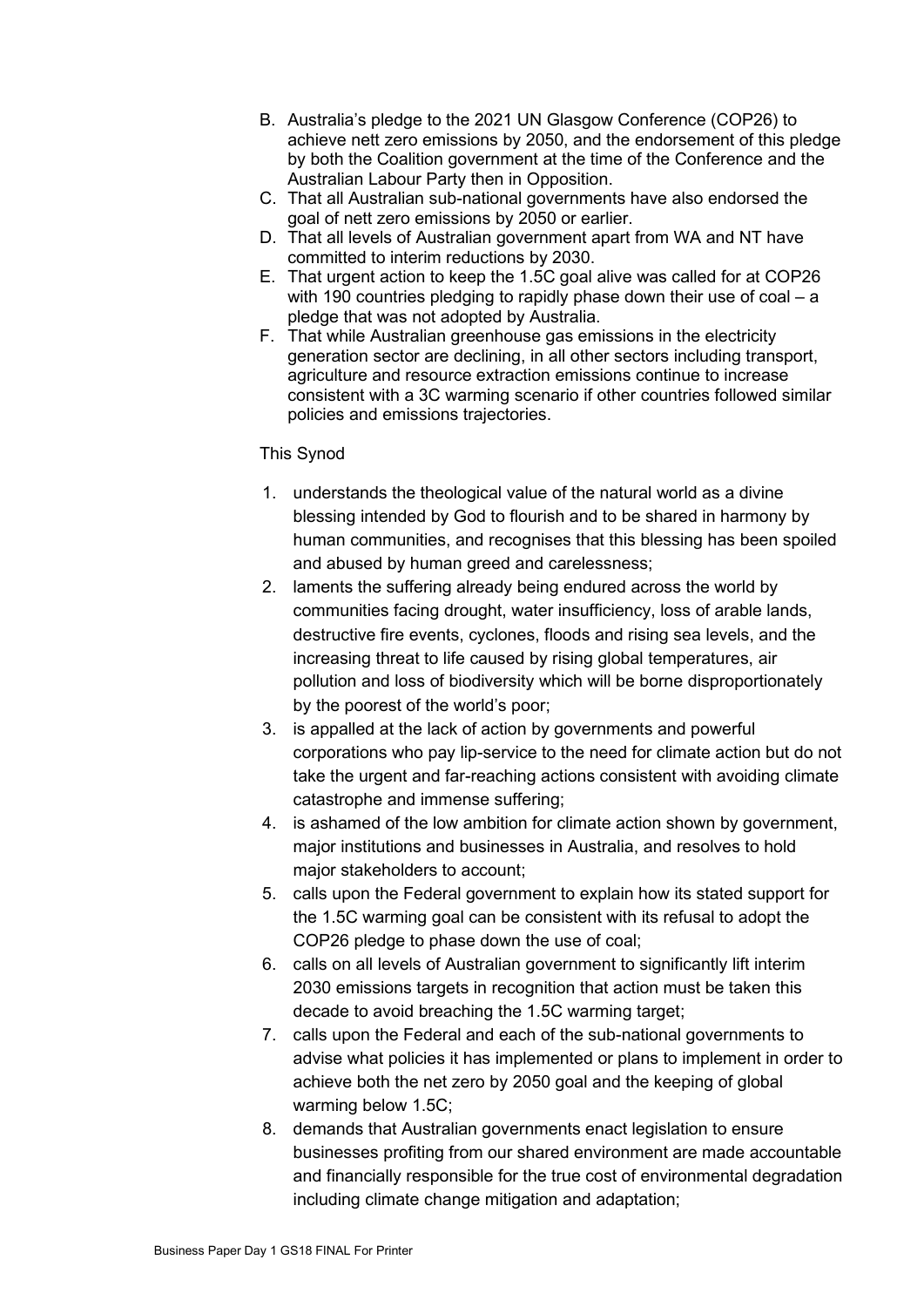B. Australia's pledge to the 2021 UN Glasgow Conference (COP26) to achieve nett zero emissions by 2050, and the endorsement of this pledge by both the Coalition government at the time of the Conference and the Australian Labour Party then in Opposition.
C. That all Australian sub-national governments have also endorsed the goal of nett zero emissions by 2050 or earlier.
D. That all levels of Australian government apart from WA and NT have committed to interim reductions by 2030.
E. That urgent action to keep the 1.5C goal alive was called for at COP26 with 190 countries pledging to rapidly phase down their use of coal – a pledge that was not adopted by Australia.
F. That while Australian greenhouse gas emissions in the electricity generation sector are declining, in all other sectors including transport, agriculture and resource extraction emissions continue to increase consistent with a 3C warming scenario if other countries followed similar policies and emissions trajectories.

This Synod

1. understands the theological value of the natural world as a divine blessing intended by God to flourish and to be shared in harmony by human communities, and recognises that this blessing has been spoiled and abused by human greed and carelessness;
2. laments the suffering already being endured across the world by communities facing drought, water insufficiency, loss of arable lands, destructive fire events, cyclones, floods and rising sea levels, and the increasing threat to life caused by rising global temperatures, air pollution and loss of biodiversity which will be borne disproportionately by the poorest of the world's poor;
3. is appalled at the lack of action by governments and powerful corporations who pay lip-service to the need for climate action but do not take the urgent and far-reaching actions consistent with avoiding climate catastrophe and immense suffering;
4. is ashamed of the low ambition for climate action shown by government, major institutions and businesses in Australia, and resolves to hold major stakeholders to account;
5. calls upon the Federal government to explain how its stated support for the 1.5C warming goal can be consistent with its refusal to adopt the COP26 pledge to phase down the use of coal;
6. calls on all levels of Australian government to significantly lift interim 2030 emissions targets in recognition that action must be taken this decade to avoid breaching the 1.5C warming target;
7. calls upon the Federal and each of the sub-national governments to advise what policies it has implemented or plans to implement in order to achieve both the net zero by 2050 goal and the keeping of global warming below 1.5C;
8. demands that Australian governments enact legislation to ensure businesses profiting from our shared environment are made accountable and financially responsible for the true cost of environmental degradation including climate change mitigation and adaptation;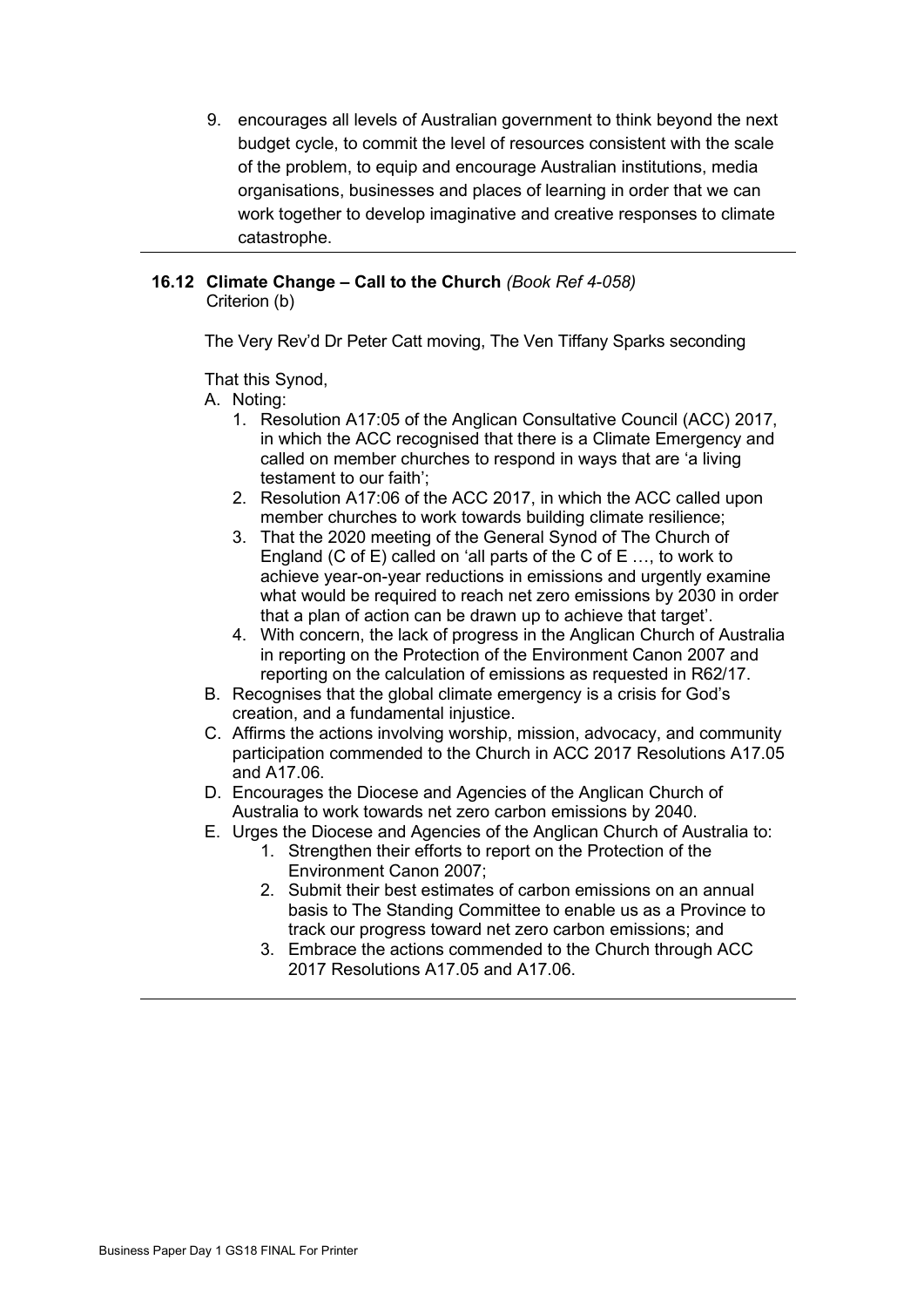9. encourages all levels of Australian government to think beyond the next budget cycle, to commit the level of resources consistent with the scale of the problem, to equip and encourage Australian institutions, media organisations, businesses and places of learning in order that we can work together to develop imaginative and creative responses to climate catastrophe.

---

**16.12 Climate Change – Call to the Church** *(Book Ref 4-058)*
Criterion (b)

The Very Rev'd Dr Peter Catt moving, The Ven Tiffany Sparks seconding

That this Synod,

A. Noting:
   1. Resolution A17:05 of the Anglican Consultative Council (ACC) 2017, in which the ACC recognised that there is a Climate Emergency and called on member churches to respond in ways that are 'a living testament to our faith';
   2. Resolution A17:06 of the ACC 2017, in which the ACC called upon member churches to work towards building climate resilience;
   3. That the 2020 meeting of the General Synod of The Church of England (C of E) called on 'all parts of the C of E …, to work to achieve year-on-year reductions in emissions and urgently examine what would be required to reach net zero emissions by 2030 in order that a plan of action can be drawn up to achieve that target'.
   4. With concern, the lack of progress in the Anglican Church of Australia in reporting on the Protection of the Environment Canon 2007 and reporting on the calculation of emissions as requested in R62/17.
B. Recognises that the global climate emergency is a crisis for God's creation, and a fundamental injustice.
C. Affirms the actions involving worship, mission, advocacy, and community participation commended to the Church in ACC 2017 Resolutions A17.05 and A17.06.
D. Encourages the Diocese and Agencies of the Anglican Church of Australia to work towards net zero carbon emissions by 2040.
E. Urges the Diocese and Agencies of the Anglican Church of Australia to:
   1. Strengthen their efforts to report on the Protection of the Environment Canon 2007;
   2. Submit their best estimates of carbon emissions on an annual basis to The Standing Committee to enable us as a Province to track our progress toward net zero carbon emissions; and
   3. Embrace the actions commended to the Church through ACC 2017 Resolutions A17.05 and A17.06.

---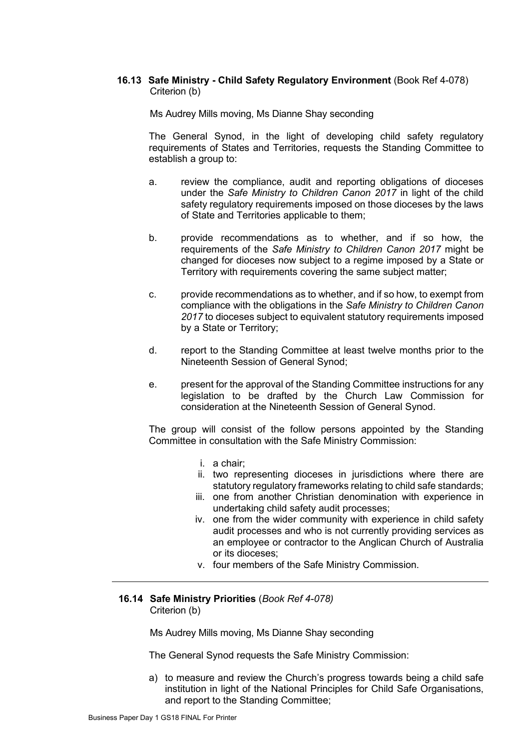**16.13 Safe Ministry - Child Safety Regulatory Environment** (Book Ref 4-078)
Criterion (b)

Ms Audrey Mills moving, Ms Dianne Shay seconding

The General Synod, in the light of developing child safety regulatory requirements of States and Territories, requests the Standing Committee to establish a group to:

a. review the compliance, audit and reporting obligations of dioceses under the *Safe Ministry to Children Canon 2017* in light of the child safety regulatory requirements imposed on those dioceses by the laws of State and Territories applicable to them;

b. provide recommendations as to whether, and if so how, the requirements of the *Safe Ministry to Children Canon 2017* might be changed for dioceses now subject to a regime imposed by a State or Territory with requirements covering the same subject matter;

c. provide recommendations as to whether, and if so how, to exempt from compliance with the obligations in the *Safe Ministry to Children Canon 2017* to dioceses subject to equivalent statutory requirements imposed by a State or Territory;

d. report to the Standing Committee at least twelve months prior to the Nineteenth Session of General Synod;

e. present for the approval of the Standing Committee instructions for any legislation to be drafted by the Church Law Commission for consideration at the Nineteenth Session of General Synod.

The group will consist of the follow persons appointed by the Standing Committee in consultation with the Safe Ministry Commission:

i. a chair;
ii. two representing dioceses in jurisdictions where there are statutory regulatory frameworks relating to child safe standards;
iii. one from another Christian denomination with experience in undertaking child safety audit processes;
iv. one from the wider community with experience in child safety audit processes and who is not currently providing services as an employee or contractor to the Anglican Church of Australia or its dioceses;
v. four members of the Safe Ministry Commission.

---

**16.14 Safe Ministry Priorities** (*Book Ref 4-078)*
Criterion (b)

Ms Audrey Mills moving, Ms Dianne Shay seconding

The General Synod requests the Safe Ministry Commission:

a) to measure and review the Church's progress towards being a child safe institution in light of the National Principles for Child Safe Organisations, and report to the Standing Committee;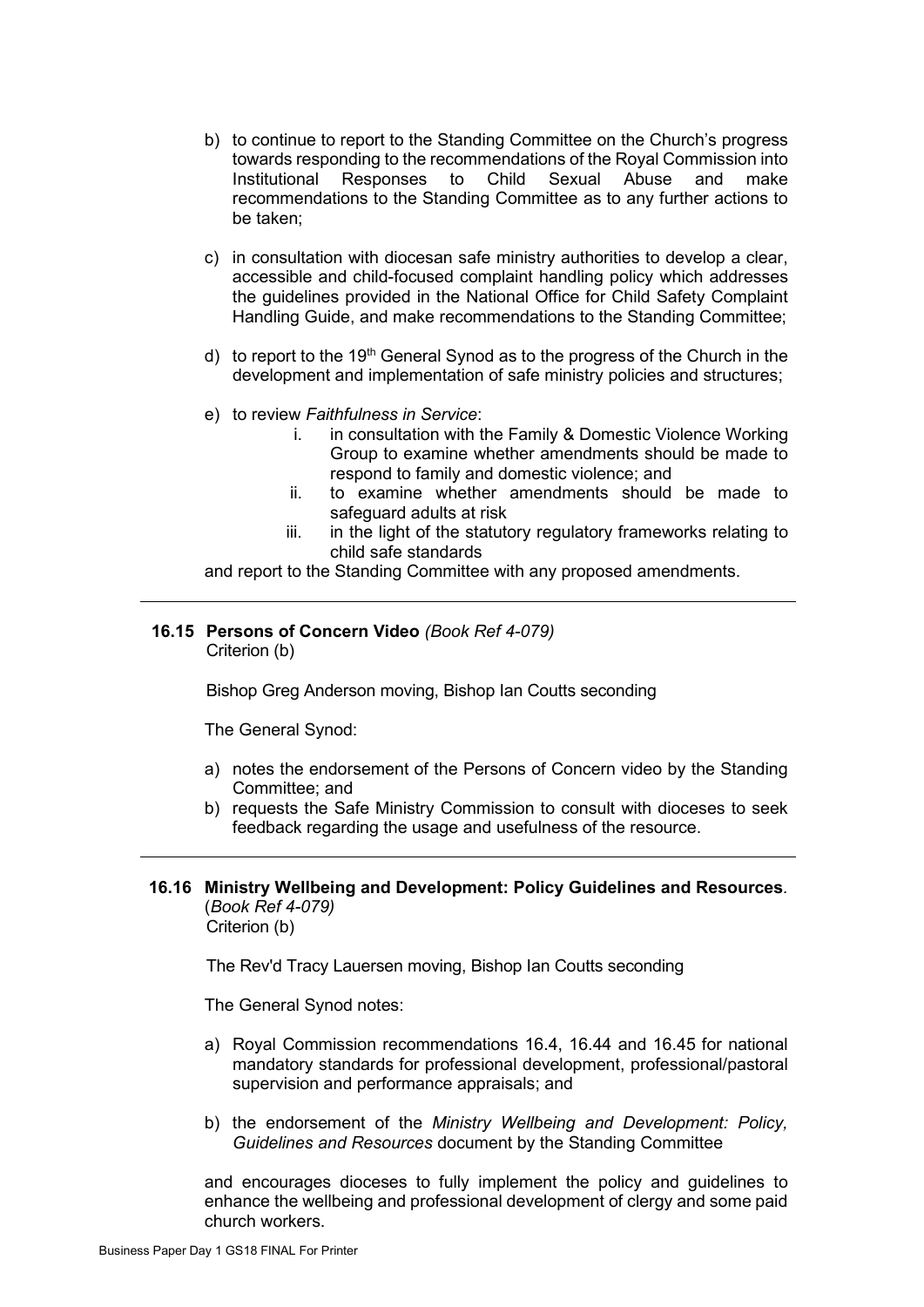b) to continue to report to the Standing Committee on the Church's progress towards responding to the recommendations of the Royal Commission into Institutional Responses to Child Sexual Abuse and make recommendations to the Standing Committee as to any further actions to be taken;

c) in consultation with diocesan safe ministry authorities to develop a clear, accessible and child-focused complaint handling policy which addresses the guidelines provided in the National Office for Child Safety Complaint Handling Guide, and make recommendations to the Standing Committee;

d) to report to the 19th General Synod as to the progress of the Church in the development and implementation of safe ministry policies and structures;

e) to review *Faithfulness in Service*:
   i. in consultation with the Family & Domestic Violence Working Group to examine whether amendments should be made to respond to family and domestic violence; and
   ii. to examine whether amendments should be made to safeguard adults at risk
   iii. in the light of the statutory regulatory frameworks relating to child safe standards

and report to the Standing Committee with any proposed amendments.

---

### 16.15 Persons of Concern Video *(Book Ref 4-079)*
Criterion (b)

Bishop Greg Anderson moving, Bishop Ian Coutts seconding

The General Synod:

a) notes the endorsement of the Persons of Concern video by the Standing Committee; and
b) requests the Safe Ministry Commission to consult with dioceses to seek feedback regarding the usage and usefulness of the resource.

---

### 16.16 Ministry Wellbeing and Development: Policy Guidelines and Resources. (*Book Ref 4-079)*
Criterion (b)

The Rev'd Tracy Lauersen moving, Bishop Ian Coutts seconding

The General Synod notes:

a) Royal Commission recommendations 16.4, 16.44 and 16.45 for national mandatory standards for professional development, professional/pastoral supervision and performance appraisals; and

b) the endorsement of the *Ministry Wellbeing and Development: Policy, Guidelines and Resources* document by the Standing Committee

and encourages dioceses to fully implement the policy and guidelines to enhance the wellbeing and professional development of clergy and some paid church workers.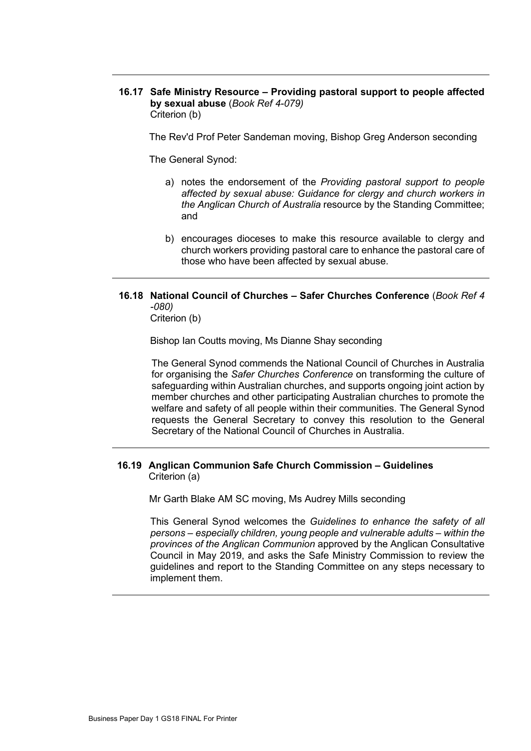---

### 16.17 Safe Ministry Resource – Providing pastoral support to people affected by sexual abuse (*Book Ref 4-079)*
Criterion (b)

The Rev'd Prof Peter Sandeman moving, Bishop Greg Anderson seconding

The General Synod:

a) notes the endorsement of the *Providing pastoral support to people affected by sexual abuse: Guidance for clergy and church workers in the Anglican Church of Australia* resource by the Standing Committee; and

b) encourages dioceses to make this resource available to clergy and church workers providing pastoral care to enhance the pastoral care of those who have been affected by sexual abuse.

---

### 16.18 National Council of Churches – Safer Churches Conference (*Book Ref 4 -080)*
Criterion (b)

Bishop Ian Coutts moving, Ms Dianne Shay seconding

The General Synod commends the National Council of Churches in Australia for organising the *Safer Churches Conference* on transforming the culture of safeguarding within Australian churches, and supports ongoing joint action by member churches and other participating Australian churches to promote the welfare and safety of all people within their communities. The General Synod requests the General Secretary to convey this resolution to the General Secretary of the National Council of Churches in Australia.

---

### 16.19 Anglican Communion Safe Church Commission – Guidelines
Criterion (a)

Mr Garth Blake AM SC moving, Ms Audrey Mills seconding

This General Synod welcomes the *Guidelines to enhance the safety of all persons – especially children, young people and vulnerable adults – within the provinces of the Anglican Communion* approved by the Anglican Consultative Council in May 2019, and asks the Safe Ministry Commission to review the guidelines and report to the Standing Committee on any steps necessary to implement them.

---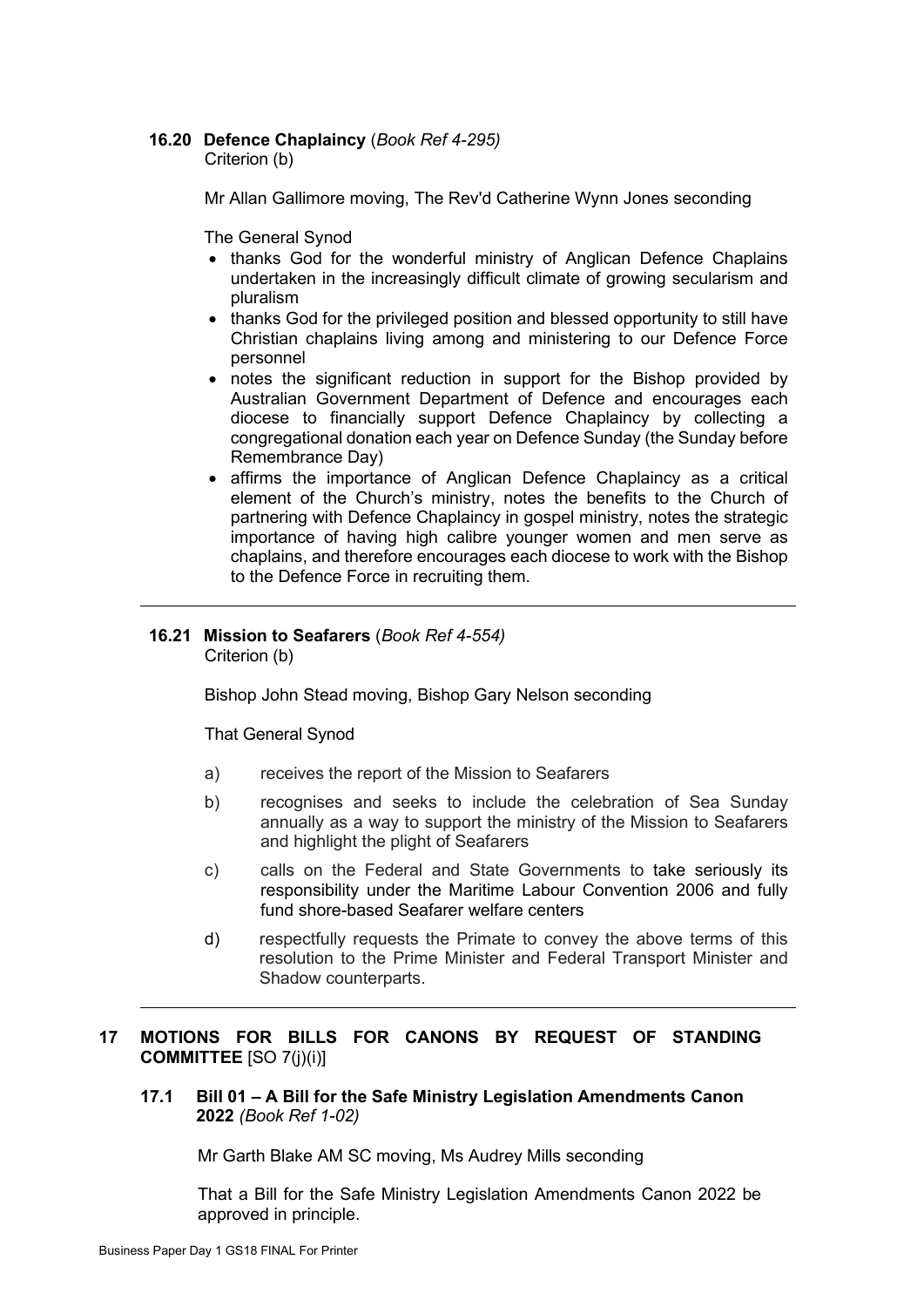### 16.20 Defence Chaplaincy (*Book Ref 4-295)*

Criterion (b)

Mr Allan Gallimore moving, The Rev'd Catherine Wynn Jones seconding

The General Synod

- thanks God for the wonderful ministry of Anglican Defence Chaplains undertaken in the increasingly difficult climate of growing secularism and pluralism
- thanks God for the privileged position and blessed opportunity to still have Christian chaplains living among and ministering to our Defence Force personnel
- notes the significant reduction in support for the Bishop provided by Australian Government Department of Defence and encourages each diocese to financially support Defence Chaplaincy by collecting a congregational donation each year on Defence Sunday (the Sunday before Remembrance Day)
- affirms the importance of Anglican Defence Chaplaincy as a critical element of the Church's ministry, notes the benefits to the Church of partnering with Defence Chaplaincy in gospel ministry, notes the strategic importance of having high calibre younger women and men serve as chaplains, and therefore encourages each diocese to work with the Bishop to the Defence Force in recruiting them.

---

### 16.21 Mission to Seafarers (*Book Ref 4-554)*

Criterion (b)

Bishop John Stead moving, Bishop Gary Nelson seconding

That General Synod

a) receives the report of the Mission to Seafarers

b) recognises and seeks to include the celebration of Sea Sunday annually as a way to support the ministry of the Mission to Seafarers and highlight the plight of Seafarers

c) calls on the Federal and State Governments to take seriously its responsibility under the Maritime Labour Convention 2006 and fully fund shore-based Seafarer welfare centers

d) respectfully requests the Primate to convey the above terms of this resolution to the Prime Minister and Federal Transport Minister and Shadow counterparts.

---

## 17 MOTIONS FOR BILLS FOR CANONS BY REQUEST OF STANDING COMMITTEE [SO 7(j)(i)]

### 17.1 Bill 01 – A Bill for the Safe Ministry Legislation Amendments Canon 2022 *(Book Ref 1-02)*

Mr Garth Blake AM SC moving, Ms Audrey Mills seconding

That a Bill for the Safe Ministry Legislation Amendments Canon 2022 be approved in principle.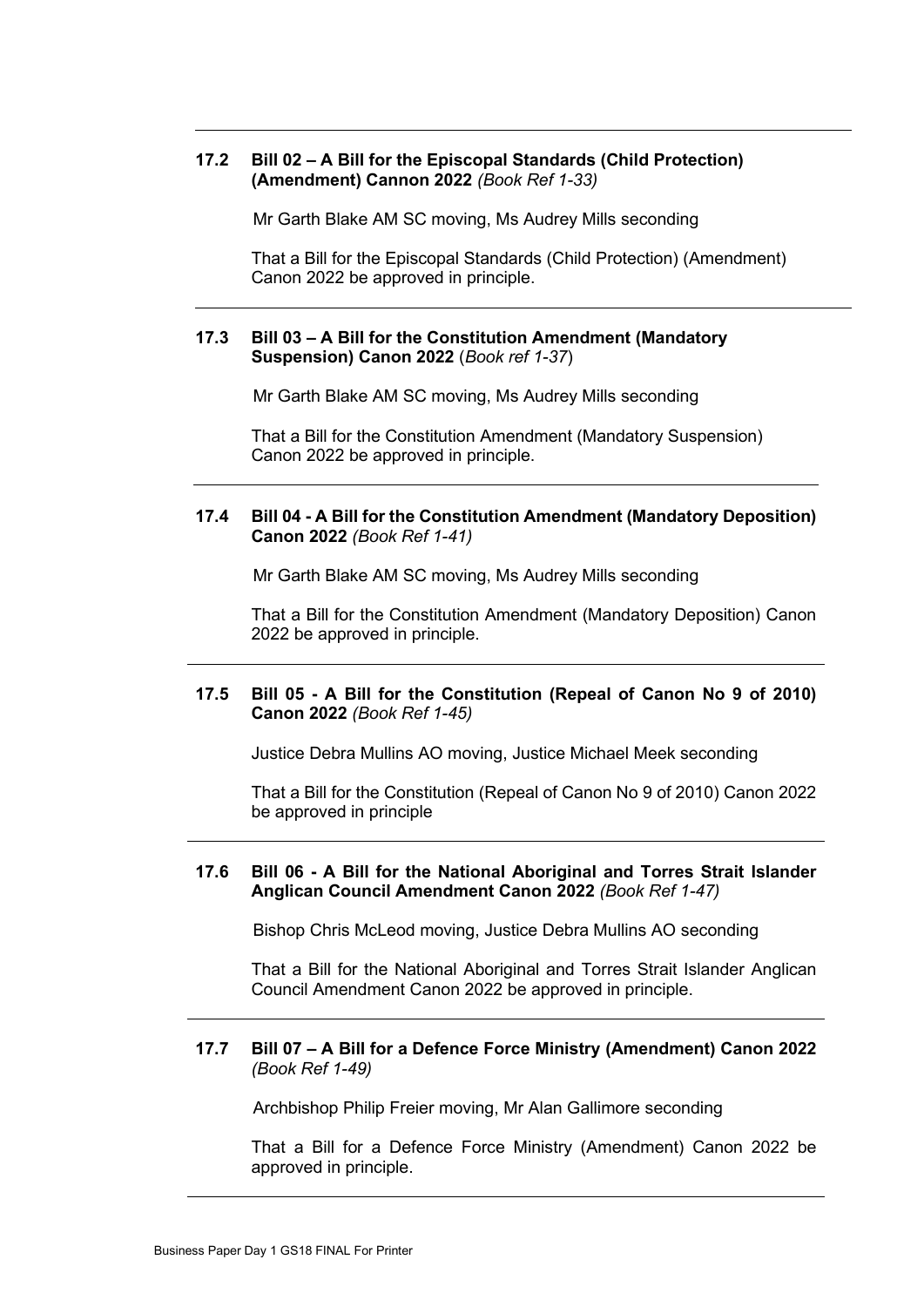### 17.2 Bill 02 – A Bill for the Episcopal Standards (Child Protection) (Amendment) Cannon 2022 *(Book Ref 1-33)*

Mr Garth Blake AM SC moving, Ms Audrey Mills seconding

That a Bill for the Episcopal Standards (Child Protection) (Amendment) Canon 2022 be approved in principle.

---

### 17.3 Bill 03 – A Bill for the Constitution Amendment (Mandatory Suspension) Canon 2022 (*Book ref 1-37*)

Mr Garth Blake AM SC moving, Ms Audrey Mills seconding

That a Bill for the Constitution Amendment (Mandatory Suspension) Canon 2022 be approved in principle.

---

### 17.4 Bill 04 - A Bill for the Constitution Amendment (Mandatory Deposition) Canon 2022 *(Book Ref 1-41)*

Mr Garth Blake AM SC moving, Ms Audrey Mills seconding

That a Bill for the Constitution Amendment (Mandatory Deposition) Canon 2022 be approved in principle.

---

### 17.5 Bill 05 - A Bill for the Constitution (Repeal of Canon No 9 of 2010) Canon 2022 *(Book Ref 1-45)*

Justice Debra Mullins AO moving, Justice Michael Meek seconding

That a Bill for the Constitution (Repeal of Canon No 9 of 2010) Canon 2022 be approved in principle

---

### 17.6 Bill 06 - A Bill for the National Aboriginal and Torres Strait Islander Anglican Council Amendment Canon 2022 *(Book Ref 1-47)*

Bishop Chris McLeod moving, Justice Debra Mullins AO seconding

That a Bill for the National Aboriginal and Torres Strait Islander Anglican Council Amendment Canon 2022 be approved in principle.

---

### 17.7 Bill 07 – A Bill for a Defence Force Ministry (Amendment) Canon 2022 *(Book Ref 1-49)*

Archbishop Philip Freier moving, Mr Alan Gallimore seconding

That a Bill for a Defence Force Ministry (Amendment) Canon 2022 be approved in principle.

---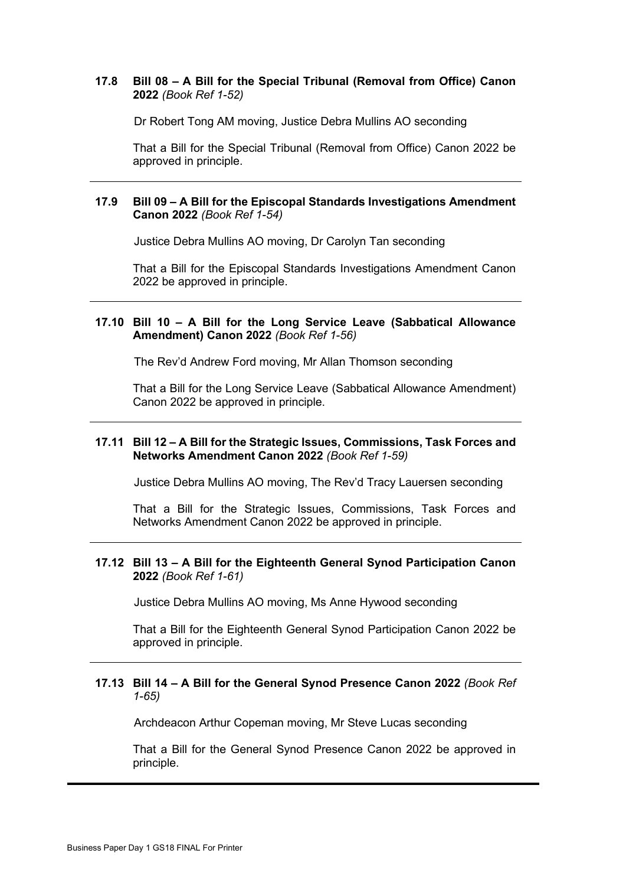**17.8 Bill 08 – A Bill for the Special Tribunal (Removal from Office) Canon 2022** *(Book Ref 1-52)*

Dr Robert Tong AM moving, Justice Debra Mullins AO seconding

That a Bill for the Special Tribunal (Removal from Office) Canon 2022 be approved in principle.

---

**17.9 Bill 09 – A Bill for the Episcopal Standards Investigations Amendment Canon 2022** *(Book Ref 1-54)*

Justice Debra Mullins AO moving, Dr Carolyn Tan seconding

That a Bill for the Episcopal Standards Investigations Amendment Canon 2022 be approved in principle.

---

**17.10 Bill 10 – A Bill for the Long Service Leave (Sabbatical Allowance Amendment) Canon 2022** *(Book Ref 1-56)*

The Rev'd Andrew Ford moving, Mr Allan Thomson seconding

That a Bill for the Long Service Leave (Sabbatical Allowance Amendment) Canon 2022 be approved in principle.

---

**17.11 Bill 12 – A Bill for the Strategic Issues, Commissions, Task Forces and Networks Amendment Canon 2022** *(Book Ref 1-59)*

Justice Debra Mullins AO moving, The Rev'd Tracy Lauersen seconding

That a Bill for the Strategic Issues, Commissions, Task Forces and Networks Amendment Canon 2022 be approved in principle.

---

**17.12 Bill 13 – A Bill for the Eighteenth General Synod Participation Canon 2022** *(Book Ref 1-61)*

Justice Debra Mullins AO moving, Ms Anne Hywood seconding

That a Bill for the Eighteenth General Synod Participation Canon 2022 be approved in principle.

---

**17.13 Bill 14 – A Bill for the General Synod Presence Canon 2022** *(Book Ref 1-65)*

Archdeacon Arthur Copeman moving, Mr Steve Lucas seconding

That a Bill for the General Synod Presence Canon 2022 be approved in principle.

---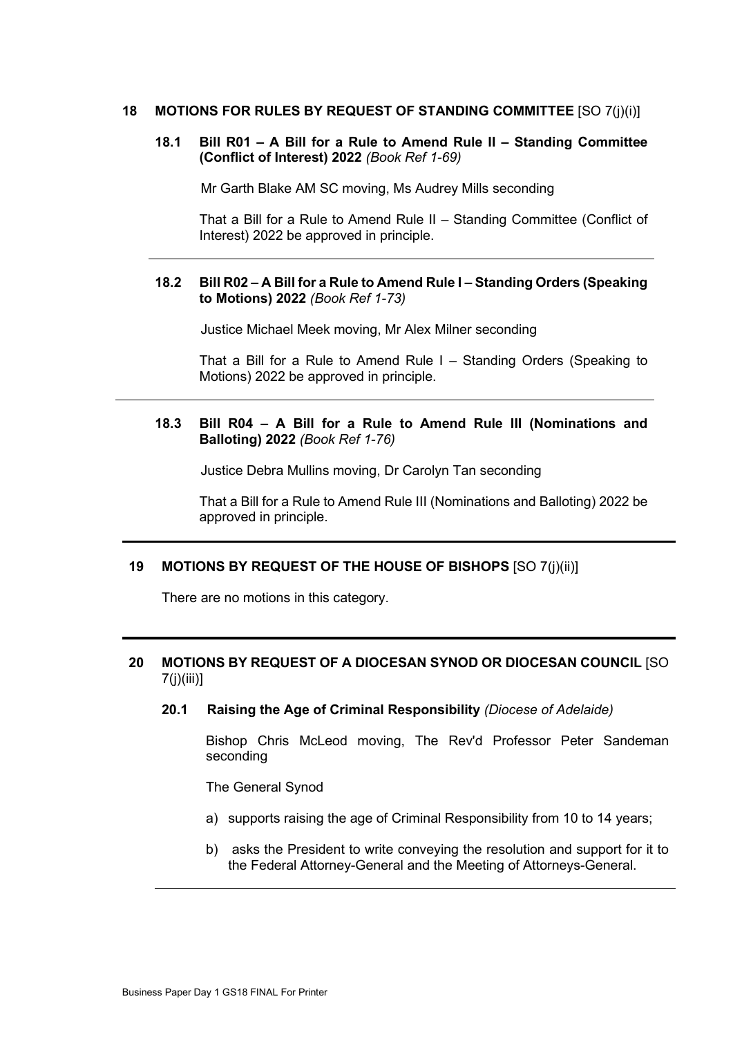## 18 MOTIONS FOR RULES BY REQUEST OF STANDING COMMITTEE [SO 7(j)(i)]

### 18.1 Bill R01 – A Bill for a Rule to Amend Rule II – Standing Committee (Conflict of Interest) 2022 *(Book Ref 1-69)*

Mr Garth Blake AM SC moving, Ms Audrey Mills seconding

That a Bill for a Rule to Amend Rule II – Standing Committee (Conflict of Interest) 2022 be approved in principle.

---

### 18.2 Bill R02 – A Bill for a Rule to Amend Rule I – Standing Orders (Speaking to Motions) 2022 *(Book Ref 1-73)*

Justice Michael Meek moving, Mr Alex Milner seconding

That a Bill for a Rule to Amend Rule I – Standing Orders (Speaking to Motions) 2022 be approved in principle.

---

### 18.3 Bill R04 – A Bill for a Rule to Amend Rule III (Nominations and Balloting) 2022 *(Book Ref 1-76)*

Justice Debra Mullins moving, Dr Carolyn Tan seconding

That a Bill for a Rule to Amend Rule III (Nominations and Balloting) 2022 be approved in principle.

---

## 19 MOTIONS BY REQUEST OF THE HOUSE OF BISHOPS [SO 7(j)(ii)]

There are no motions in this category.

---

## 20 MOTIONS BY REQUEST OF A DIOCESAN SYNOD OR DIOCESAN COUNCIL [SO 7(j)(iii)]

### 20.1 Raising the Age of Criminal Responsibility *(Diocese of Adelaide)*

Bishop Chris McLeod moving, The Rev'd Professor Peter Sandeman seconding

The General Synod

a) supports raising the age of Criminal Responsibility from 10 to 14 years;

b) asks the President to write conveying the resolution and support for it to the Federal Attorney-General and the Meeting of Attorneys-General.

---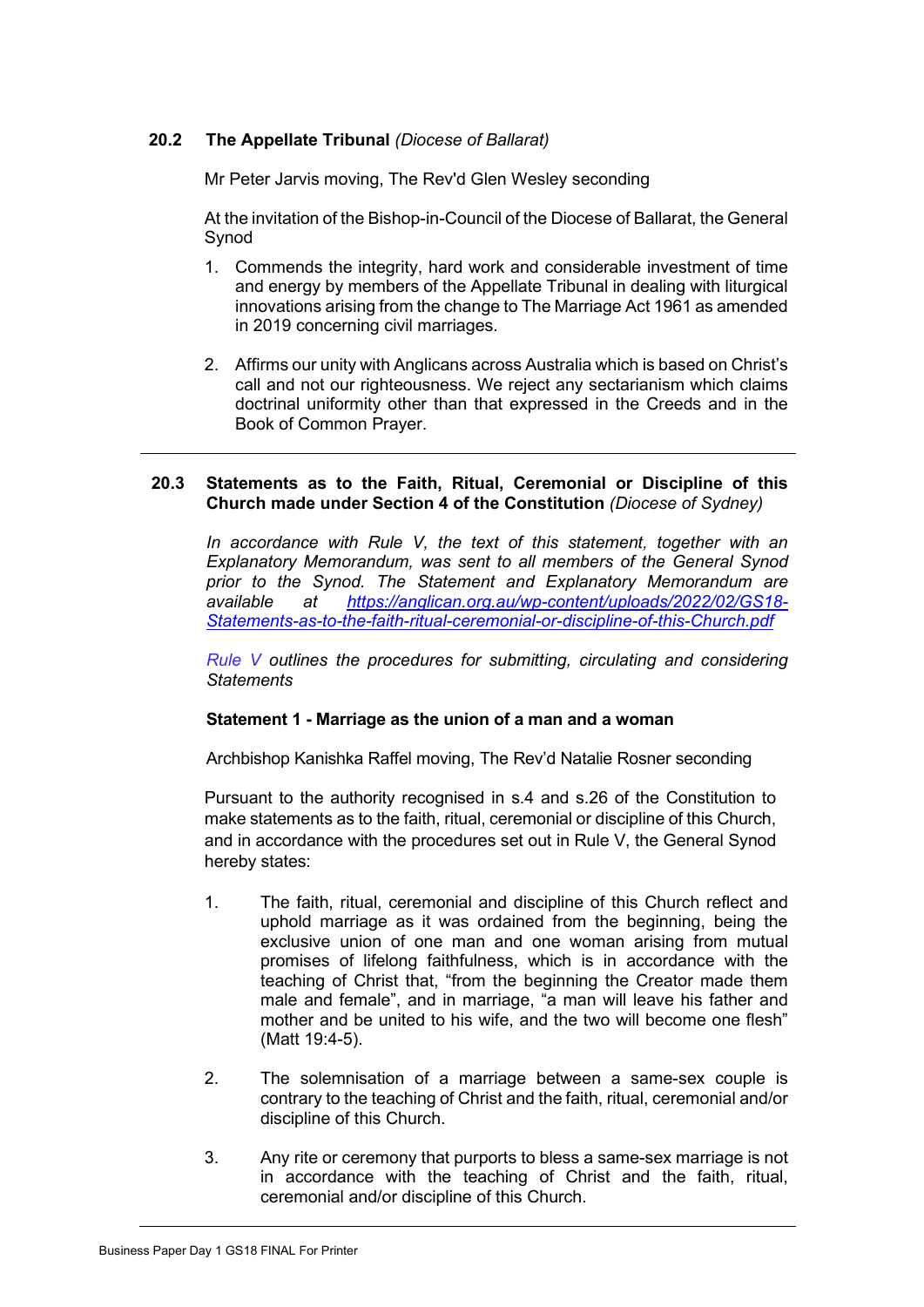### 20.2 The Appellate Tribunal *(Diocese of Ballarat)*

Mr Peter Jarvis moving, The Rev'd Glen Wesley seconding

At the invitation of the Bishop-in-Council of the Diocese of Ballarat, the General Synod

1. Commends the integrity, hard work and considerable investment of time and energy by members of the Appellate Tribunal in dealing with liturgical innovations arising from the change to The Marriage Act 1961 as amended in 2019 concerning civil marriages.

2. Affirms our unity with Anglicans across Australia which is based on Christ's call and not our righteousness. We reject any sectarianism which claims doctrinal uniformity other than that expressed in the Creeds and in the Book of Common Prayer.

---

### 20.3 Statements as to the Faith, Ritual, Ceremonial or Discipline of this Church made under Section 4 of the Constitution *(Diocese of Sydney)*

*In accordance with Rule V, the text of this statement, together with an Explanatory Memorandum, was sent to all members of the General Synod prior to the Synod. The Statement and Explanatory Memorandum are available at [https://anglican.org.au/wp-content/uploads/2022/02/GS18-Statements-as-to-the-faith-ritual-ceremonial-or-discipline-of-this-Church.pdf](https://anglican.org.au/wp-content/uploads/2022/02/GS18-Statements-as-to-the-faith-ritual-ceremonial-or-discipline-of-this-Church.pdf)*

*Rule V outlines the procedures for submitting, circulating and considering Statements*

**Statement 1 - Marriage as the union of a man and a woman**

Archbishop Kanishka Raffel moving, The Rev'd Natalie Rosner seconding

Pursuant to the authority recognised in s.4 and s.26 of the Constitution to make statements as to the faith, ritual, ceremonial or discipline of this Church, and in accordance with the procedures set out in Rule V, the General Synod hereby states:

1. The faith, ritual, ceremonial and discipline of this Church reflect and uphold marriage as it was ordained from the beginning, being the exclusive union of one man and one woman arising from mutual promises of lifelong faithfulness, which is in accordance with the teaching of Christ that, "from the beginning the Creator made them male and female", and in marriage, "a man will leave his father and mother and be united to his wife, and the two will become one flesh" (Matt 19:4-5).

2. The solemnisation of a marriage between a same-sex couple is contrary to the teaching of Christ and the faith, ritual, ceremonial and/or discipline of this Church.

3. Any rite or ceremony that purports to bless a same-sex marriage is not in accordance with the teaching of Christ and the faith, ritual, ceremonial and/or discipline of this Church.

---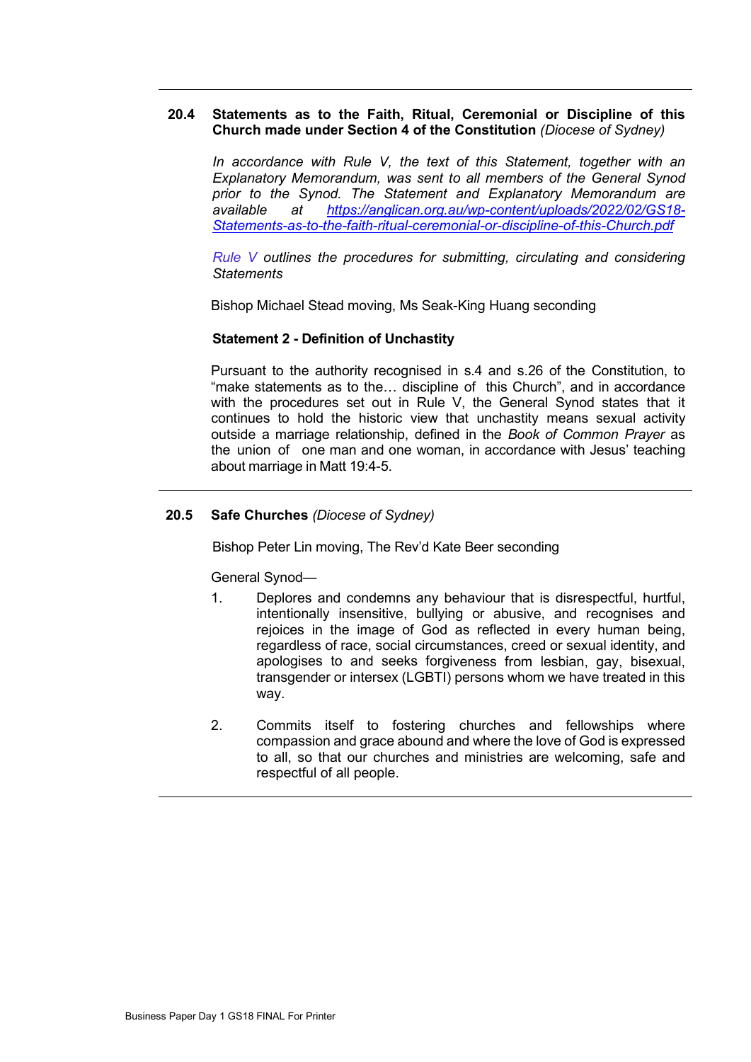### 20.4 Statements as to the Faith, Ritual, Ceremonial or Discipline of this Church made under Section 4 of the Constitution *(Diocese of Sydney)*

*In accordance with Rule V, the text of this Statement, together with an Explanatory Memorandum, was sent to all members of the General Synod prior to the Synod. The Statement and Explanatory Memorandum are available at [https://anglican.org.au/wp-content/uploads/2022/02/GS18-Statements-as-to-the-faith-ritual-ceremonial-or-discipline-of-this-Church.pdf](https://anglican.org.au/wp-content/uploads/2022/02/GS18-Statements-as-to-the-faith-ritual-ceremonial-or-discipline-of-this-Church.pdf)*

*Rule V outlines the procedures for submitting, circulating and considering Statements*

Bishop Michael Stead moving, Ms Seak-King Huang seconding

**Statement 2 - Definition of Unchastity**

Pursuant to the authority recognised in s.4 and s.26 of the Constitution, to "make statements as to the… discipline of this Church", and in accordance with the procedures set out in Rule V, the General Synod states that it continues to hold the historic view that unchastity means sexual activity outside a marriage relationship, defined in the *Book of Common Prayer* as the union of one man and one woman, in accordance with Jesus' teaching about marriage in Matt 19:4-5.

---

### 20.5 Safe Churches *(Diocese of Sydney)*

Bishop Peter Lin moving, The Rev'd Kate Beer seconding

General Synod—

1. Deplores and condemns any behaviour that is disrespectful, hurtful, intentionally insensitive, bullying or abusive, and recognises and rejoices in the image of God as reflected in every human being, regardless of race, social circumstances, creed or sexual identity, and apologises to and seeks forgiveness from lesbian, gay, bisexual, transgender or intersex (LGBTI) persons whom we have treated in this way.

2. Commits itself to fostering churches and fellowships where compassion and grace abound and where the love of God is expressed to all, so that our churches and ministries are welcoming, safe and respectful of all people.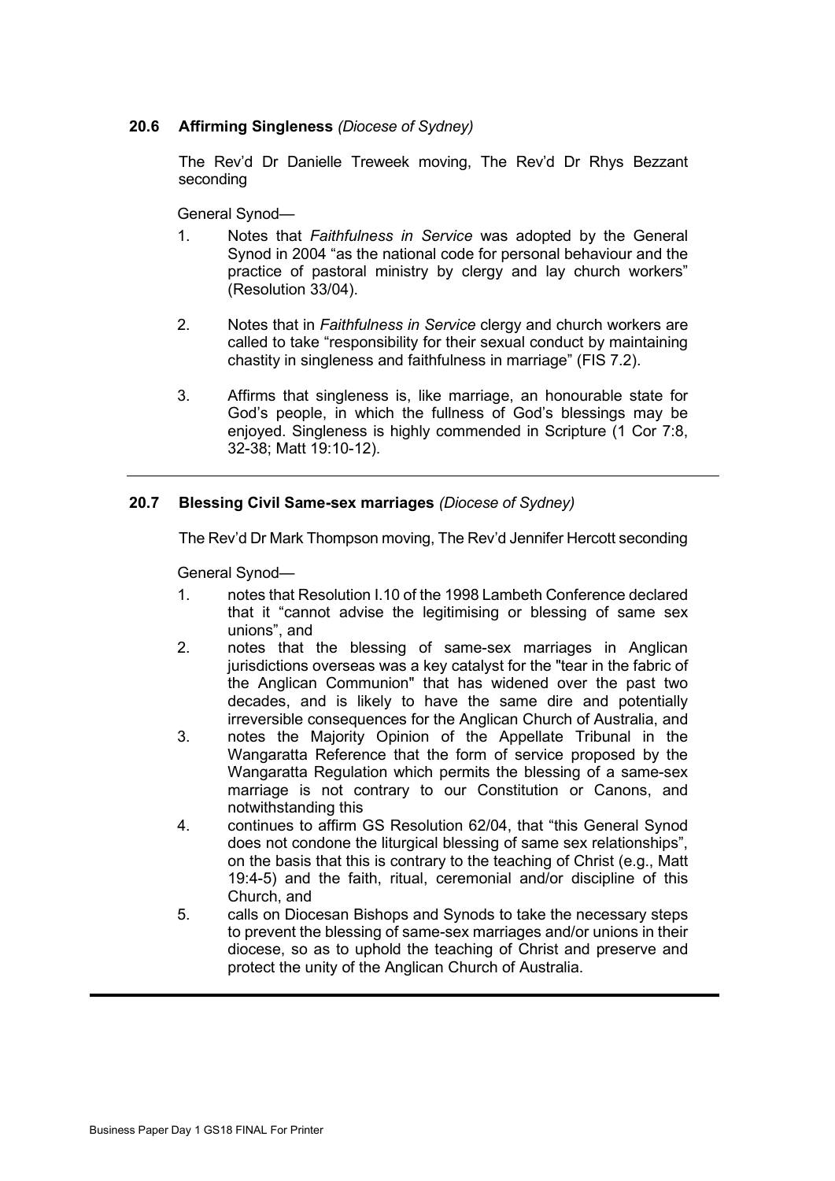### 20.6 Affirming Singleness *(Diocese of Sydney)*

The Rev'd Dr Danielle Treweek moving, The Rev'd Dr Rhys Bezzant seconding

General Synod—

1. Notes that *Faithfulness in Service* was adopted by the General Synod in 2004 "as the national code for personal behaviour and the practice of pastoral ministry by clergy and lay church workers" (Resolution 33/04).

2. Notes that in *Faithfulness in Service* clergy and church workers are called to take "responsibility for their sexual conduct by maintaining chastity in singleness and faithfulness in marriage" (FIS 7.2).

3. Affirms that singleness is, like marriage, an honourable state for God's people, in which the fullness of God's blessings may be enjoyed. Singleness is highly commended in Scripture (1 Cor 7:8, 32-38; Matt 19:10-12).

---

### 20.7 Blessing Civil Same-sex marriages *(Diocese of Sydney)*

The Rev'd Dr Mark Thompson moving, The Rev'd Jennifer Hercott seconding

General Synod—

1. notes that Resolution I.10 of the 1998 Lambeth Conference declared that it "cannot advise the legitimising or blessing of same sex unions", and
2. notes that the blessing of same-sex marriages in Anglican jurisdictions overseas was a key catalyst for the "tear in the fabric of the Anglican Communion" that has widened over the past two decades, and is likely to have the same dire and potentially irreversible consequences for the Anglican Church of Australia, and
3. notes the Majority Opinion of the Appellate Tribunal in the Wangaratta Reference that the form of service proposed by the Wangaratta Regulation which permits the blessing of a same-sex marriage is not contrary to our Constitution or Canons, and notwithstanding this
4. continues to affirm GS Resolution 62/04, that "this General Synod does not condone the liturgical blessing of same sex relationships", on the basis that this is contrary to the teaching of Christ (e.g., Matt 19:4-5) and the faith, ritual, ceremonial and/or discipline of this Church, and
5. calls on Diocesan Bishops and Synods to take the necessary steps to prevent the blessing of same-sex marriages and/or unions in their diocese, so as to uphold the teaching of Christ and preserve and protect the unity of the Anglican Church of Australia.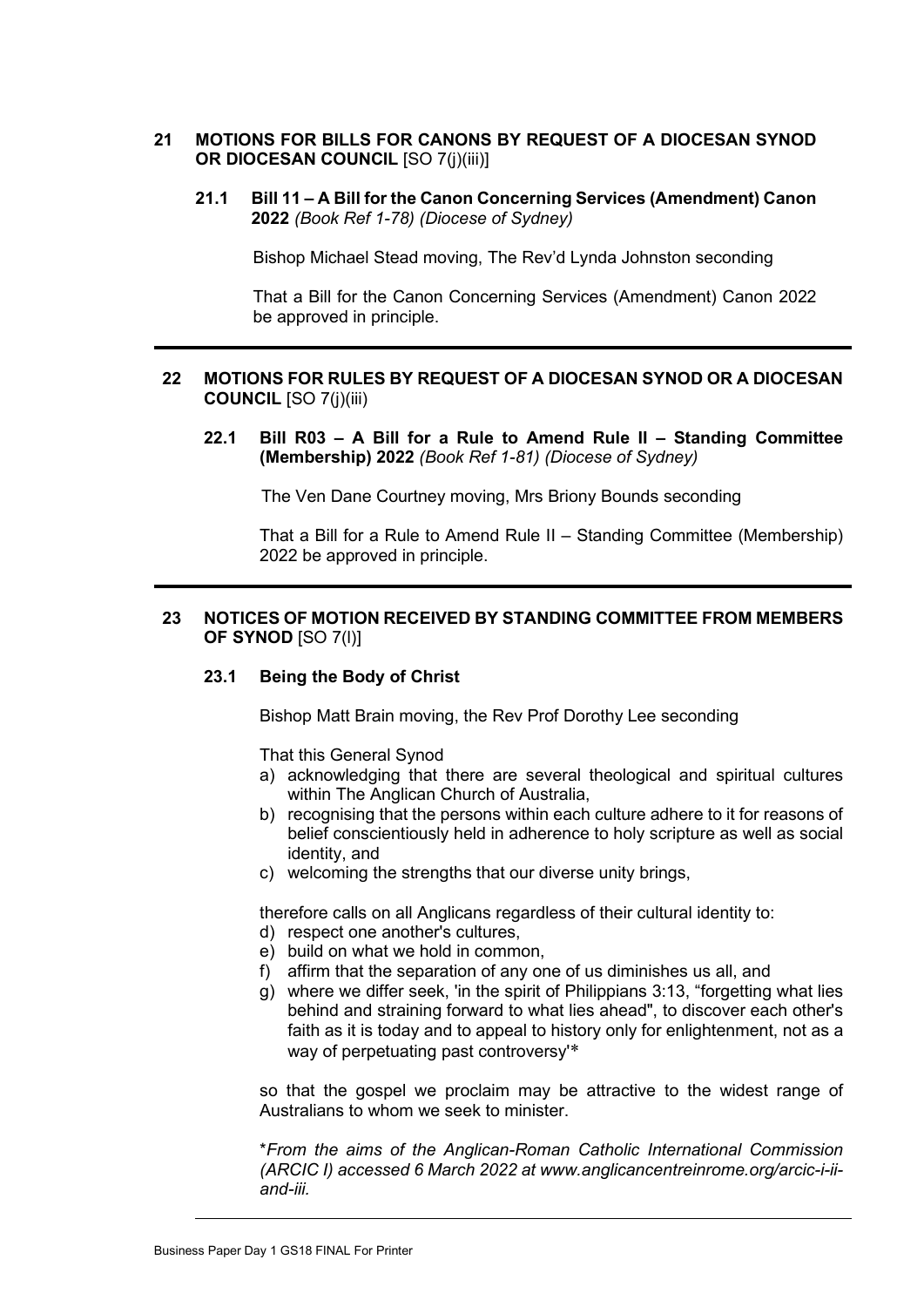## 21 MOTIONS FOR BILLS FOR CANONS BY REQUEST OF A DIOCESAN SYNOD OR DIOCESAN COUNCIL [SO 7(j)(iii)]

### 21.1 Bill 11 – A Bill for the Canon Concerning Services (Amendment) Canon 2022 *(Book Ref 1-78) (Diocese of Sydney)*

Bishop Michael Stead moving, The Rev'd Lynda Johnston seconding

That a Bill for the Canon Concerning Services (Amendment) Canon 2022 be approved in principle.

---

## 22 MOTIONS FOR RULES BY REQUEST OF A DIOCESAN SYNOD OR A DIOCESAN COUNCIL [SO 7(j)(iii)

### 22.1 Bill R03 – A Bill for a Rule to Amend Rule II – Standing Committee (Membership) 2022 *(Book Ref 1-81) (Diocese of Sydney)*

The Ven Dane Courtney moving, Mrs Briony Bounds seconding

That a Bill for a Rule to Amend Rule II – Standing Committee (Membership) 2022 be approved in principle.

---

## 23 NOTICES OF MOTION RECEIVED BY STANDING COMMITTEE FROM MEMBERS OF SYNOD [SO 7(l)]

### 23.1 Being the Body of Christ

Bishop Matt Brain moving, the Rev Prof Dorothy Lee seconding

That this General Synod

a) acknowledging that there are several theological and spiritual cultures within The Anglican Church of Australia,
b) recognising that the persons within each culture adhere to it for reasons of belief conscientiously held in adherence to holy scripture as well as social identity, and
c) welcoming the strengths that our diverse unity brings,

therefore calls on all Anglicans regardless of their cultural identity to:

d) respect one another's cultures,
e) build on what we hold in common,
f) affirm that the separation of any one of us diminishes us all, and
g) where we differ seek, 'in the spirit of Philippians 3:13, "forgetting what lies behind and straining forward to what lies ahead", to discover each other's faith as it is today and to appeal to history only for enlightenment, not as a way of perpetuating past controversy'*

so that the gospel we proclaim may be attractive to the widest range of Australians to whom we seek to minister.

\**From the aims of the Anglican-Roman Catholic International Commission (ARCIC I) accessed 6 March 2022 at www.anglicancentreinrome.org/arcic-i-ii-and-iii.*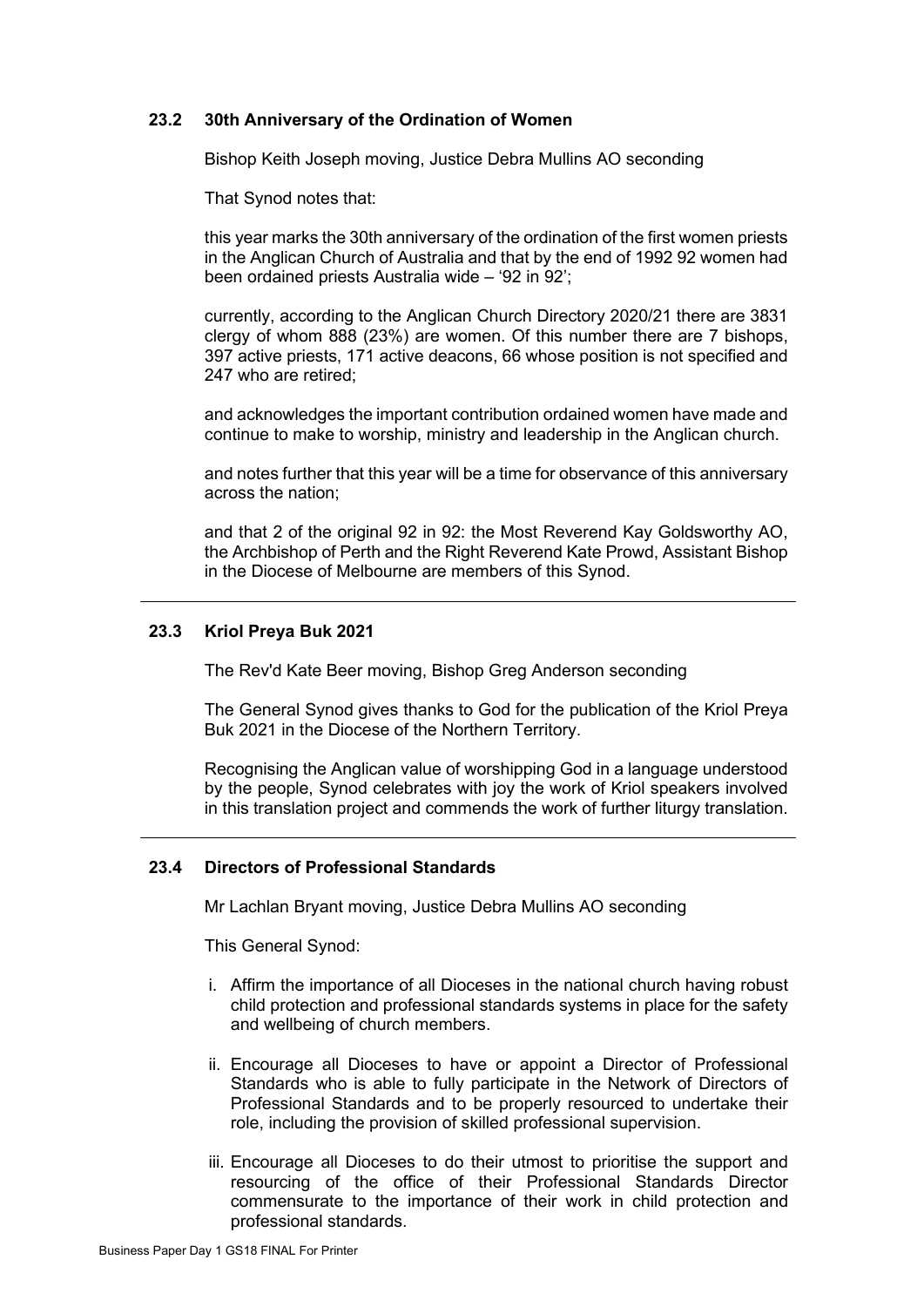### 23.2 30th Anniversary of the Ordination of Women

Bishop Keith Joseph moving, Justice Debra Mullins AO seconding

That Synod notes that:

this year marks the 30th anniversary of the ordination of the first women priests in the Anglican Church of Australia and that by the end of 1992 92 women had been ordained priests Australia wide – '92 in 92';

currently, according to the Anglican Church Directory 2020/21 there are 3831 clergy of whom 888 (23%) are women. Of this number there are 7 bishops, 397 active priests, 171 active deacons, 66 whose position is not specified and 247 who are retired;

and acknowledges the important contribution ordained women have made and continue to make to worship, ministry and leadership in the Anglican church.

and notes further that this year will be a time for observance of this anniversary across the nation;

and that 2 of the original 92 in 92: the Most Reverend Kay Goldsworthy AO, the Archbishop of Perth and the Right Reverend Kate Prowd, Assistant Bishop in the Diocese of Melbourne are members of this Synod.

---

### 23.3 Kriol Preya Buk 2021

The Rev'd Kate Beer moving, Bishop Greg Anderson seconding

The General Synod gives thanks to God for the publication of the Kriol Preya Buk 2021 in the Diocese of the Northern Territory.

Recognising the Anglican value of worshipping God in a language understood by the people, Synod celebrates with joy the work of Kriol speakers involved in this translation project and commends the work of further liturgy translation.

---

### 23.4 Directors of Professional Standards

Mr Lachlan Bryant moving, Justice Debra Mullins AO seconding

This General Synod:

i. Affirm the importance of all Dioceses in the national church having robust child protection and professional standards systems in place for the safety and wellbeing of church members.

ii. Encourage all Dioceses to have or appoint a Director of Professional Standards who is able to fully participate in the Network of Directors of Professional Standards and to be properly resourced to undertake their role, including the provision of skilled professional supervision.

iii. Encourage all Dioceses to do their utmost to prioritise the support and resourcing of the office of their Professional Standards Director commensurate to the importance of their work in child protection and professional standards.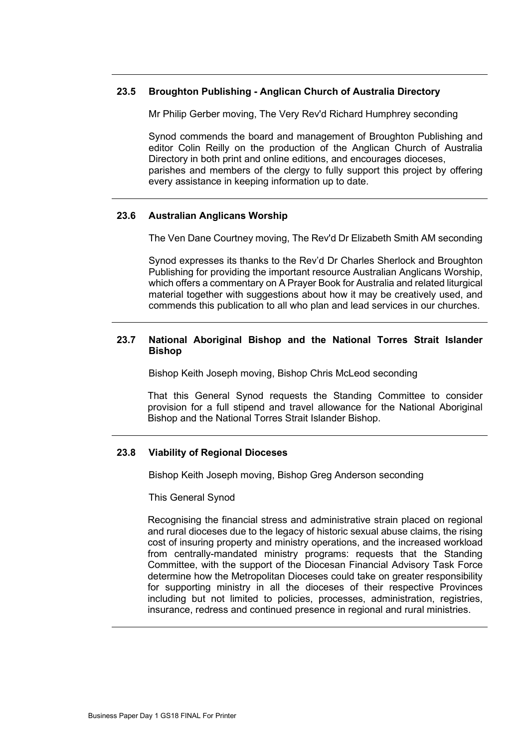### 23.5 Broughton Publishing - Anglican Church of Australia Directory

Mr Philip Gerber moving, The Very Rev'd Richard Humphrey seconding

Synod commends the board and management of Broughton Publishing and editor Colin Reilly on the production of the Anglican Church of Australia Directory in both print and online editions, and encourages dioceses, parishes and members of the clergy to fully support this project by offering every assistance in keeping information up to date.

### 23.6 Australian Anglicans Worship

The Ven Dane Courtney moving, The Rev'd Dr Elizabeth Smith AM seconding

Synod expresses its thanks to the Rev'd Dr Charles Sherlock and Broughton Publishing for providing the important resource Australian Anglicans Worship, which offers a commentary on A Prayer Book for Australia and related liturgical material together with suggestions about how it may be creatively used, and commends this publication to all who plan and lead services in our churches.

### 23.7 National Aboriginal Bishop and the National Torres Strait Islander Bishop

Bishop Keith Joseph moving, Bishop Chris McLeod seconding

That this General Synod requests the Standing Committee to consider provision for a full stipend and travel allowance for the National Aboriginal Bishop and the National Torres Strait Islander Bishop.

### 23.8 Viability of Regional Dioceses

Bishop Keith Joseph moving, Bishop Greg Anderson seconding

This General Synod

Recognising the financial stress and administrative strain placed on regional and rural dioceses due to the legacy of historic sexual abuse claims, the rising cost of insuring property and ministry operations, and the increased workload from centrally-mandated ministry programs: requests that the Standing Committee, with the support of the Diocesan Financial Advisory Task Force determine how the Metropolitan Dioceses could take on greater responsibility for supporting ministry in all the dioceses of their respective Provinces including but not limited to policies, processes, administration, registries, insurance, redress and continued presence in regional and rural ministries.